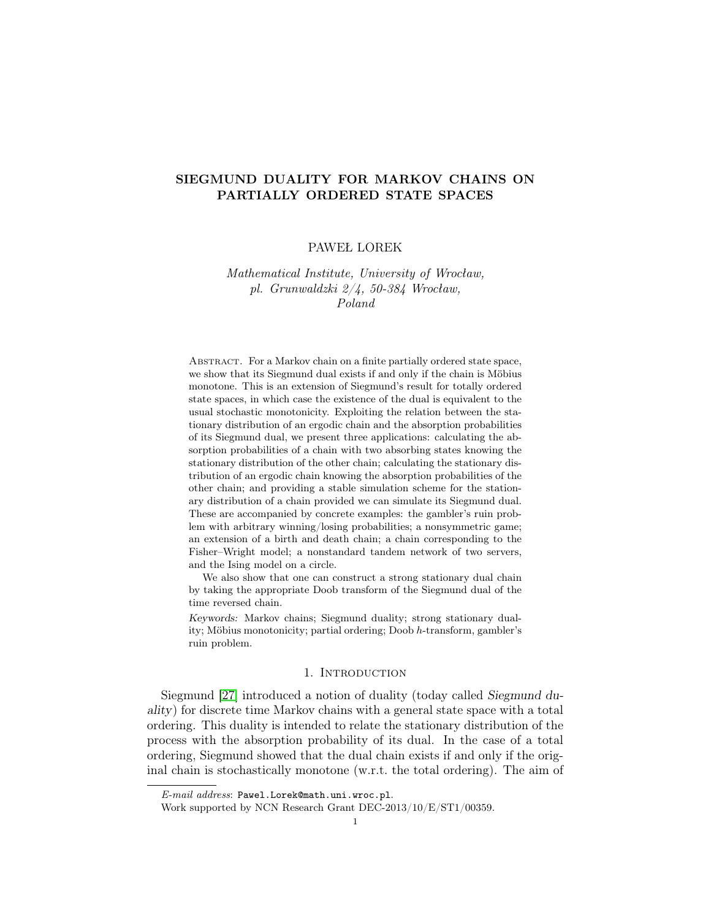# SIEGMUND DUALITY FOR MARKOV CHAINS ON PARTIALLY ORDERED STATE SPACES

PAWEŁ LOREK

*Mathematical Institute, University of Wrocław, pl. Grunwaldzki 2/4, 50-384 Wrocław, Poland*

Abstract. For a Markov chain on a finite partially ordered state space, we show that its Siegmund dual exists if and only if the chain is Möbius monotone. This is an extension of Siegmund's result for totally ordered state spaces, in which case the existence of the dual is equivalent to the usual stochastic monotonicity. Exploiting the relation between the stationary distribution of an ergodic chain and the absorption probabilities of its Siegmund dual, we present three applications: calculating the absorption probabilities of a chain with two absorbing states knowing the stationary distribution of the other chain; calculating the stationary distribution of an ergodic chain knowing the absorption probabilities of the other chain; and providing a stable simulation scheme for the stationary distribution of a chain provided we can simulate its Siegmund dual. These are accompanied by concrete examples: the gambler's ruin problem with arbitrary winning/losing probabilities; a nonsymmetric game; an extension of a birth and death chain; a chain corresponding to the Fisher–Wright model; a nonstandard tandem network of two servers, and the Ising model on a circle.

We also show that one can construct a strong stationary dual chain by taking the appropriate Doob transform of the Siegmund dual of the time reversed chain.

*Keywords:* Markov chains; Siegmund duality; strong stationary duality; Möbius monotonicity; partial ordering; Doob $h$-transform, gambler's ruin problem.

## 1. Introduction

Siegmund [27] introduced a notion of duality (today called *Siegmund duality*) for discrete time Markov chains with a general state space with a total ordering. This duality is intended to relate the stationary distribution of the process with the absorption probability of its dual. In the case of a total ordering, Siegmund showed that the dual chain exists if and only if the original chain is stochastically monotone (w.r.t. the total ordering). The aim of

---

*E-mail address*: Pawel.Lorek@math.uni.wroc.pl.

Work supported by NCN Research Grant DEC-2013/10/E/ST1/00359.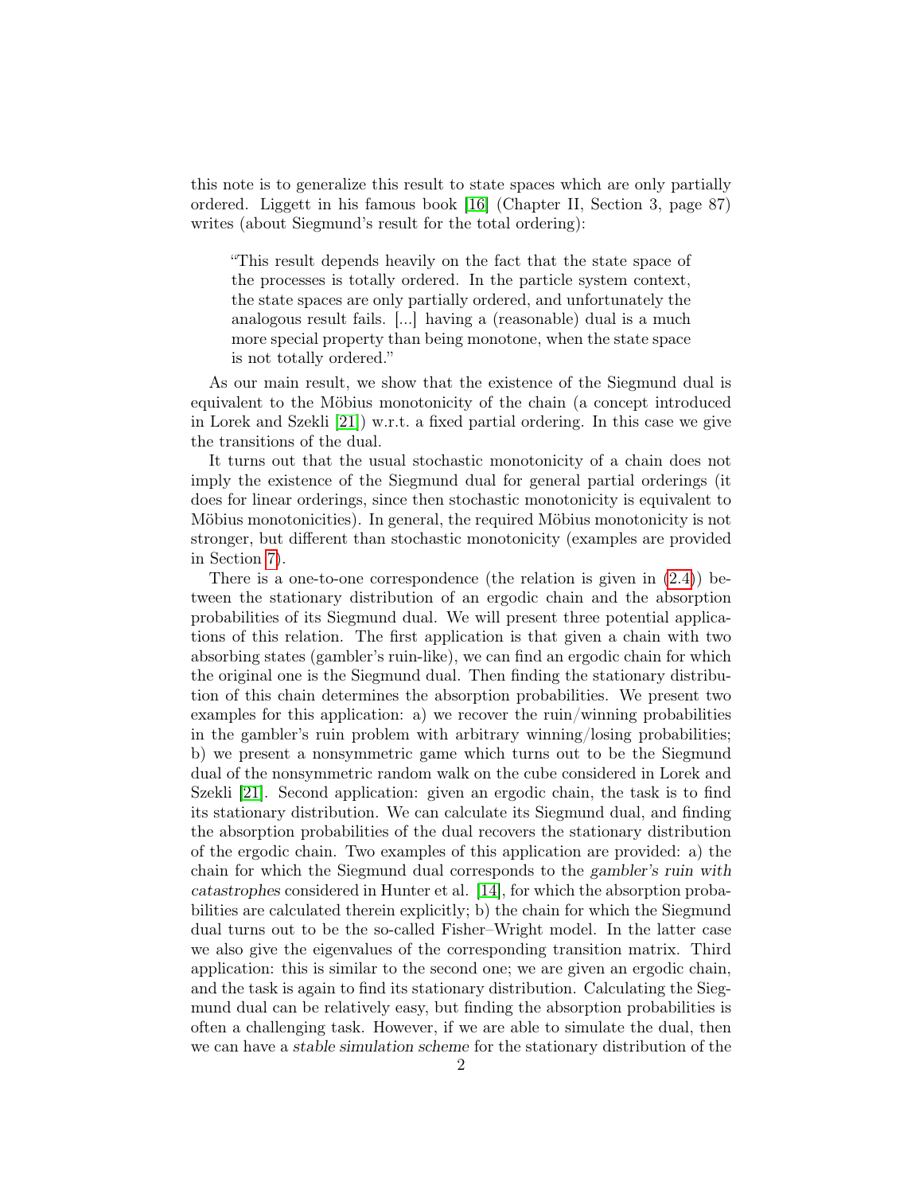this note is to generalize this result to state spaces which are only partially ordered. Liggett in his famous book [16] (Chapter II, Section 3, page 87) writes (about Siegmund's result for the total ordering):

> "This result depends heavily on the fact that the state space of the processes is totally ordered. In the particle system context, the state spaces are only partially ordered, and unfortunately the analogous result fails. [...] having a (reasonable) dual is a much more special property than being monotone, when the state space is not totally ordered."

As our main result, we show that the existence of the Siegmund dual is equivalent to the Möbius monotonicity of the chain (a concept introduced in Lorek and Szekli [21]) w.r.t. a fixed partial ordering. In this case we give the transitions of the dual.

It turns out that the usual stochastic monotonicity of a chain does not imply the existence of the Siegmund dual for general partial orderings (it does for linear orderings, since then stochastic monotonicity is equivalent to Möbius monotonicities). In general, the required Möbius monotonicity is not stronger, but different than stochastic monotonicity (examples are provided in Section 7).

There is a one-to-one correspondence (the relation is given in (2.4)) between the stationary distribution of an ergodic chain and the absorption probabilities of its Siegmund dual. We will present three potential applications of this relation. The first application is that given a chain with two absorbing states (gambler's ruin-like), we can find an ergodic chain for which the original one is the Siegmund dual. Then finding the stationary distribution of this chain determines the absorption probabilities. We present two examples for this application: a) we recover the ruin/winning probabilities in the gambler's ruin problem with arbitrary winning/losing probabilities; b) we present a nonsymmetric game which turns out to be the Siegmund dual of the nonsymmetric random walk on the cube considered in Lorek and Szekli [21]. Second application: given an ergodic chain, the task is to find its stationary distribution. We can calculate its Siegmund dual, and finding the absorption probabilities of the dual recovers the stationary distribution of the ergodic chain. Two examples of this application are provided: a) the chain for which the Siegmund dual corresponds to the *gambler's ruin with catastrophes* considered in Hunter et al. [14], for which the absorption probabilities are calculated therein explicitly; b) the chain for which the Siegmund dual turns out to be the so-called Fisher–Wright model. In the latter case we also give the eigenvalues of the corresponding transition matrix. Third application: this is similar to the second one; we are given an ergodic chain, and the task is again to find its stationary distribution. Calculating the Siegmund dual can be relatively easy, but finding the absorption probabilities is often a challenging task. However, if we are able to simulate the dual, then we can have a *stable simulation scheme* for the stationary distribution of the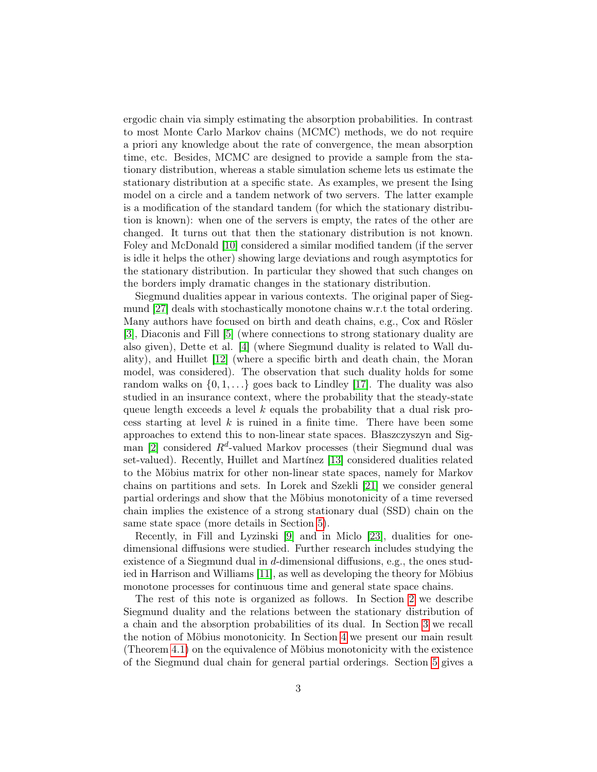ergodic chain via simply estimating the absorption probabilities. In contrast to most Monte Carlo Markov chains (MCMC) methods, we do not require a priori any knowledge about the rate of convergence, the mean absorption time, etc. Besides, MCMC are designed to provide a sample from the stationary distribution, whereas a stable simulation scheme lets us estimate the stationary distribution at a specific state. As examples, we present the Ising model on a circle and a tandem network of two servers. The latter example is a modification of the standard tandem (for which the stationary distribution is known): when one of the servers is empty, the rates of the other are changed. It turns out that then the stationary distribution is not known. Foley and McDonald [10] considered a similar modified tandem (if the server is idle it helps the other) showing large deviations and rough asymptotics for the stationary distribution. In particular they showed that such changes on the borders imply dramatic changes in the stationary distribution.

Siegmund dualities appear in various contexts. The original paper of Siegmund [27] deals with stochastically monotone chains w.r.t the total ordering. Many authors have focused on birth and death chains, e.g., Cox and Rösler [3], Diaconis and Fill [5] (where connections to strong stationary duality are also given), Dette et al. [4] (where Siegmund duality is related to Wall duality), and Huillet [12] (where a specific birth and death chain, the Moran model, was considered). The observation that such duality holds for some random walks on $\{0, 1, \ldots\}$ goes back to Lindley [17]. The duality was also studied in an insurance context, where the probability that the steady-state queue length exceeds a level $k$ equals the probability that a dual risk process starting at level $k$ is ruined in a finite time. There have been some approaches to extend this to non-linear state spaces. Błaszczyszyn and Sigman [2] considered $R^d$-valued Markov processes (their Siegmund dual was set-valued). Recently, Huillet and Martínez [13] considered dualities related to the Möbius matrix for other non-linear state spaces, namely for Markov chains on partitions and sets. In Lorek and Szekli [21] we consider general partial orderings and show that the Möbius monotonicity of a time reversed chain implies the existence of a strong stationary dual (SSD) chain on the same state space (more details in Section 5).

Recently, in Fill and Lyzinski [9] and in Miclo [23], dualities for one-dimensional diffusions were studied. Further research includes studying the existence of a Siegmund dual in $d$-dimensional diffusions, e.g., the ones studied in Harrison and Williams [11], as well as developing the theory for Möbius monotone processes for continuous time and general state space chains.

The rest of this note is organized as follows. In Section 2 we describe Siegmund duality and the relations between the stationary distribution of a chain and the absorption probabilities of its dual. In Section 3 we recall the notion of Möbius monotonicity. In Section 4 we present our main result (Theorem 4.1) on the equivalence of Möbius monotonicity with the existence of the Siegmund dual chain for general partial orderings. Section 5 gives a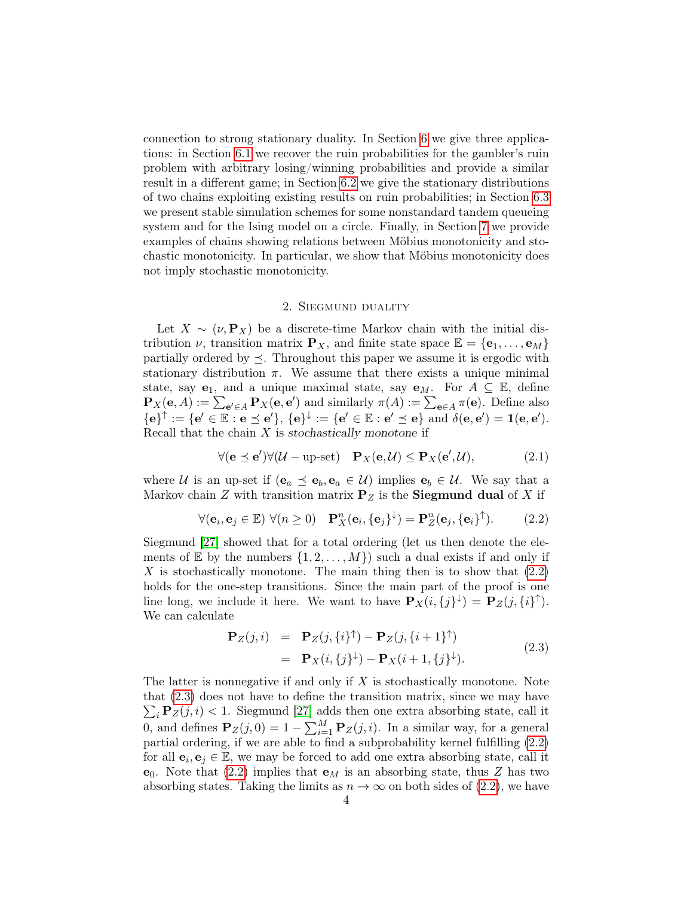connection to strong stationary duality. In Section 6 we give three applications: in Section 6.1 we recover the ruin probabilities for the gambler's ruin problem with arbitrary losing/winning probabilities and provide a similar result in a different game; in Section 6.2 we give the stationary distributions of two chains exploiting existing results on ruin probabilities; in Section 6.3 we present stable simulation schemes for some nonstandard tandem queueing system and for the Ising model on a circle. Finally, in Section 7 we provide examples of chains showing relations between Möbius monotonicity and stochastic monotonicity. In particular, we show that Möbius monotonicity does not imply stochastic monotonicity.

## 2. Siegmund duality

Let $X \sim (\nu, \mathbf{P}_X)$ be a discrete-time Markov chain with the initial distribution $\nu$, transition matrix $\mathbf{P}_X$, and finite state space $\mathbb{E} = \{\mathbf{e}_1, \ldots, \mathbf{e}_M\}$ partially ordered by $\preceq$. Throughout this paper we assume it is ergodic with stationary distribution $\pi$. We assume that there exists a unique minimal state, say $\mathbf{e}_1$, and a unique maximal state, say $\mathbf{e}_M$. For $A \subseteq \mathbb{E}$, define $\mathbf{P}_X(\mathbf{e}, A) := \sum_{\mathbf{e}' \in A} \mathbf{P}_X(\mathbf{e}, \mathbf{e}')$ and similarly $\pi(A) := \sum_{\mathbf{e} \in A} \pi(\mathbf{e})$. Define also $\{\mathbf{e}\}^\uparrow := \{\mathbf{e}' \in \mathbb{E} : \mathbf{e} \preceq \mathbf{e}'\}$, $\{\mathbf{e}\}^\downarrow := \{\mathbf{e}' \in \mathbb{E} : \mathbf{e}' \preceq \mathbf{e}\}$ and $\delta(\mathbf{e}, \mathbf{e}') = \mathbf{1}(\mathbf{e}, \mathbf{e}')$. Recall that the chain $X$ is *stochastically monotone* if

$$\forall (\mathbf{e} \preceq \mathbf{e}') \forall (\mathcal{U} - \text{up-set}) \quad \mathbf{P}_X(\mathbf{e}, \mathcal{U}) \leq \mathbf{P}_X(\mathbf{e}', \mathcal{U}), \tag{2.1}$$

where $\mathcal{U}$ is an up-set if $(\mathbf{e}_a \preceq \mathbf{e}_b, \mathbf{e}_a \in \mathcal{U})$ implies $\mathbf{e}_b \in \mathcal{U}$. We say that a Markov chain $Z$ with transition matrix $\mathbf{P}_Z$ is the **Siegmund dual** of $X$ if

$$\forall (\mathbf{e}_i, \mathbf{e}_j \in \mathbb{E}) \ \forall (n \geq 0) \quad \mathbf{P}^n_X(\mathbf{e}_i, \{\mathbf{e}_j\}^\downarrow) = \mathbf{P}^n_Z(\mathbf{e}_j, \{\mathbf{e}_i\}^\uparrow). \tag{2.2}$$

Siegmund [27] showed that for a total ordering (let us then denote the elements of $\mathbb{E}$ by the numbers $\{1, 2, \ldots, M\}$) such a dual exists if and only if $X$ is stochastically monotone. The main thing then is to show that (2.2) holds for the one-step transitions. Since the main part of the proof is one line long, we include it here. We want to have $\mathbf{P}_X(i, \{j\}^\downarrow) = \mathbf{P}_Z(j, \{i\}^\uparrow)$. We can calculate

$$\begin{aligned} \mathbf{P}_Z(j, i) &= \mathbf{P}_Z(j, \{i\}^\uparrow) - \mathbf{P}_Z(j, \{i+1\}^\uparrow) \\ &= \mathbf{P}_X(i, \{j\}^\downarrow) - \mathbf{P}_X(i+1, \{j\}^\downarrow). \end{aligned} \tag{2.3}$$

The latter is nonnegative if and only if $X$ is stochastically monotone. Note that (2.3) does not have to define the transition matrix, since we may have $\sum_i \mathbf{P}_Z(j, i) < 1$. Siegmund [27] adds then one extra absorbing state, call it 0, and defines $\mathbf{P}_Z(j, 0) = 1 - \sum_{i=1}^M \mathbf{P}_Z(j, i)$. In a similar way, for a general partial ordering, if we are able to find a subprobability kernel fulfilling (2.2) for all $\mathbf{e}_i, \mathbf{e}_j \in \mathbb{E}$, we may be forced to add one extra absorbing state, call it $\mathbf{e}_0$. Note that (2.2) implies that $\mathbf{e}_M$ is an absorbing state, thus $Z$ has two absorbing states. Taking the limits as $n \to \infty$ on both sides of (2.2), we have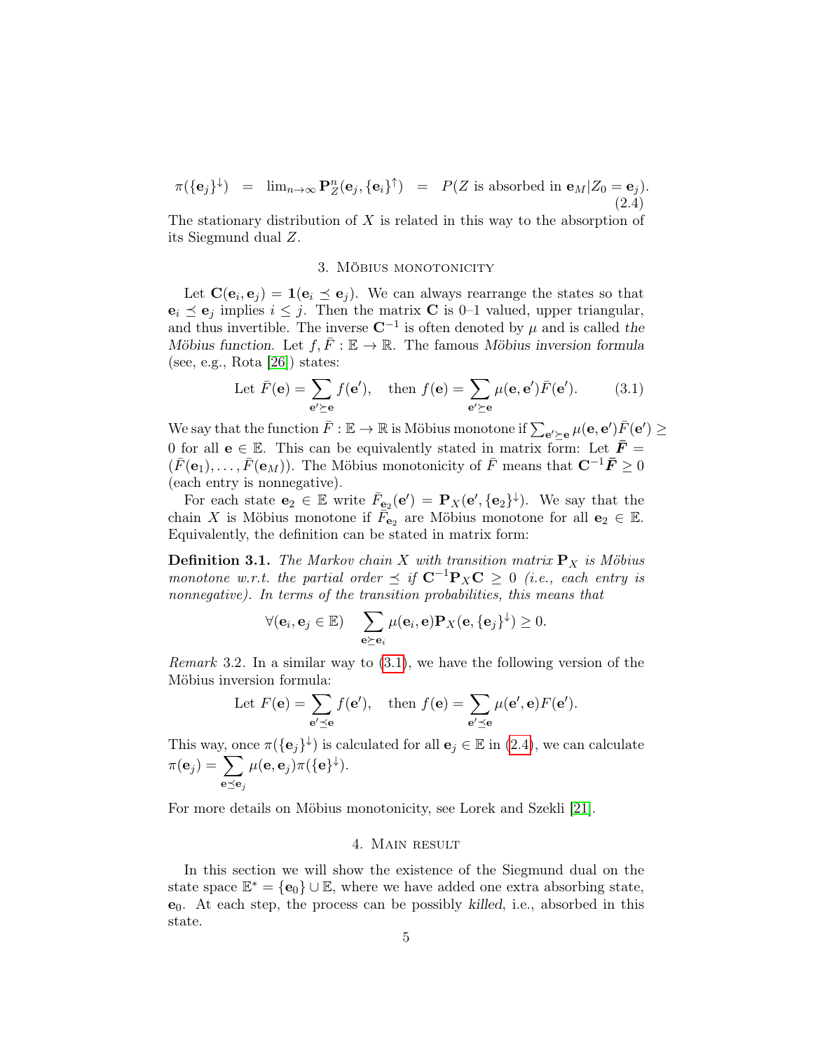$$\pi(\{\mathbf{e}_j\}^{\downarrow}) \;=\; \lim_{n\to\infty} \mathbf{P}_Z^n(\mathbf{e}_j, \{\mathbf{e}_i\}^{\uparrow}) \;=\; P(Z \text{ is absorbed in } \mathbf{e}_M | Z_0 = \mathbf{e}_j). \tag{2.4}$$

The stationary distribution of $X$ is related in this way to the absorption of its Siegmund dual $Z$.

## 3. Möbius monotonicity

Let $\mathbf{C}(\mathbf{e}_i, \mathbf{e}_j) = \mathbf{1}(\mathbf{e}_i \preceq \mathbf{e}_j)$. We can always rearrange the states so that $\mathbf{e}_i \preceq \mathbf{e}_j$ implies $i \le j$. Then the matrix $\mathbf{C}$ is 0–1 valued, upper triangular, and thus invertible. The inverse $\mathbf{C}^{-1}$ is often denoted by $\mu$ and is called *the Möbius function*. Let $f, \bar{F} : \mathbb{E} \to \mathbb{R}$. The famous *Möbius inversion formula* (see, e.g., Rota [26]) states:

$$\text{Let } \bar{F}(\mathbf{e}) = \sum_{\mathbf{e}' \succeq \mathbf{e}} f(\mathbf{e}'), \quad \text{then } f(\mathbf{e}) = \sum_{\mathbf{e}' \succeq \mathbf{e}} \mu(\mathbf{e}, \mathbf{e}') \bar{F}(\mathbf{e}'). \tag{3.1}$$

We say that the function $\bar{F} : \mathbb{E} \to \mathbb{R}$ is Möbius monotone if $\sum_{\mathbf{e}' \succeq \mathbf{e}} \mu(\mathbf{e}, \mathbf{e}') \bar{F}(\mathbf{e}') \ge 0$ for all $\mathbf{e} \in \mathbb{E}$. This can be equivalently stated in matrix form: Let $\bar{\boldsymbol{F}} = (\bar{F}(\mathbf{e}_1), \ldots, \bar{F}(\mathbf{e}_M))$. The Möbius monotonicity of $\bar{F}$ means that $\mathbf{C}^{-1}\bar{\boldsymbol{F}} \ge 0$ (each entry is nonnegative).

For each state $\mathbf{e}_2 \in \mathbb{E}$ write $\bar{F}_{\mathbf{e}_2}(\mathbf{e}') = \mathbf{P}_X(\mathbf{e}', \{\mathbf{e}_2\}^{\downarrow})$. We say that the chain $X$ is Möbius monotone if $\bar{F}_{\mathbf{e}_2}$ are Möbius monotone for all $\mathbf{e}_2 \in \mathbb{E}$. Equivalently, the definition can be stated in matrix form:

**Definition 3.1.** *The Markov chain $X$ with transition matrix $\mathbf{P}_X$ is Möbius monotone w.r.t. the partial order $\preceq$ if $\mathbf{C}^{-1}\mathbf{P}_X\mathbf{C} \ge 0$ (i.e., each entry is nonnegative). In terms of the transition probabilities, this means that*

$$\forall (\mathbf{e}_i, \mathbf{e}_j \in \mathbb{E}) \quad \sum_{\mathbf{e} \succeq \mathbf{e}_i} \mu(\mathbf{e}_i, \mathbf{e}) \mathbf{P}_X(\mathbf{e}, \{\mathbf{e}_j\}^{\downarrow}) \ge 0.$$

*Remark* 3.2. In a similar way to (3.1), we have the following version of the Möbius inversion formula:

$$\text{Let } F(\mathbf{e}) = \sum_{\mathbf{e}' \preceq \mathbf{e}} f(\mathbf{e}'), \quad \text{then } f(\mathbf{e}) = \sum_{\mathbf{e}' \preceq \mathbf{e}} \mu(\mathbf{e}', \mathbf{e}) F(\mathbf{e}').$$

This way, once $\pi(\{\mathbf{e}_j\}^{\downarrow})$ is calculated for all $\mathbf{e}_j \in \mathbb{E}$ in (2.4), we can calculate $\pi(\mathbf{e}_j) = \sum_{\mathbf{e} \preceq \mathbf{e}_j} \mu(\mathbf{e}, \mathbf{e}_j) \pi(\{\mathbf{e}\}^{\downarrow})$.

For more details on Möbius monotonicity, see Lorek and Szekli [21].

## 4. Main result

In this section we will show the existence of the Siegmund dual on the state space $\mathbb{E}^* = \{\mathbf{e}_0\} \cup \mathbb{E}$, where we have added one extra absorbing state, $\mathbf{e}_0$. At each step, the process can be possibly *killed*, i.e., absorbed in this state.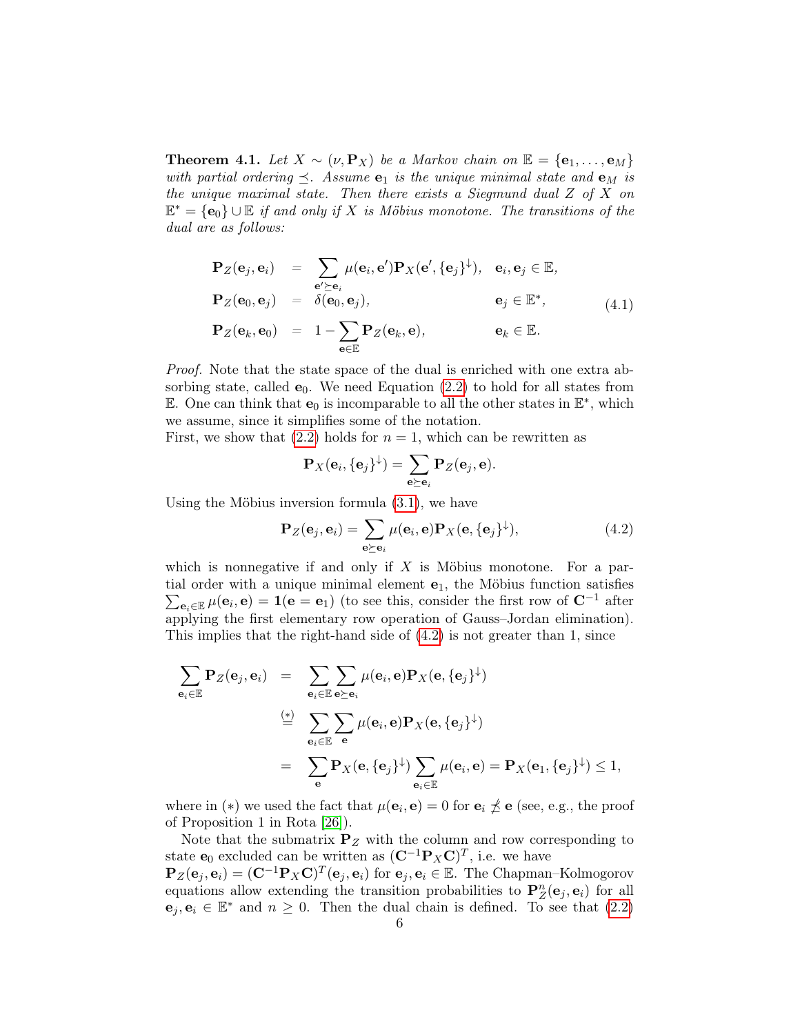**Theorem 4.1.** *Let $X \sim (\nu, \mathbf{P}_X)$ be a Markov chain on $\mathbb{E} = \{\mathbf{e}_1, \ldots, \mathbf{e}_M\}$ with partial ordering $\preceq$. Assume $\mathbf{e}_1$ is the unique minimal state and $\mathbf{e}_M$ is the unique maximal state. Then there exists a Siegmund dual $Z$ of $X$ on $\mathbb{E}^* = \{\mathbf{e}_0\} \cup \mathbb{E}$ if and only if $X$ is Möbius monotone. The transitions of the dual are as follows:*

$$
\begin{aligned}
\mathbf{P}_Z(\mathbf{e}_j, \mathbf{e}_i) &= \sum_{\mathbf{e}' \succeq \mathbf{e}_i} \mu(\mathbf{e}_i, \mathbf{e}') \mathbf{P}_X(\mathbf{e}', \{\mathbf{e}_j\}^{\downarrow}), && \mathbf{e}_i, \mathbf{e}_j \in \mathbb{E}, \\
\mathbf{P}_Z(\mathbf{e}_0, \mathbf{e}_j) &= \delta(\mathbf{e}_0, \mathbf{e}_j), && \mathbf{e}_j \in \mathbb{E}^*, \\
\mathbf{P}_Z(\mathbf{e}_k, \mathbf{e}_0) &= 1 - \sum_{\mathbf{e} \in \mathbb{E}} \mathbf{P}_Z(\mathbf{e}_k, \mathbf{e}), && \mathbf{e}_k \in \mathbb{E}.
\end{aligned}
\tag{4.1}
$$

*Proof.* Note that the state space of the dual is enriched with one extra absorbing state, called $\mathbf{e}_0$. We need Equation (2.2) to hold for all states from $\mathbb{E}$. One can think that $\mathbf{e}_0$ is incomparable to all the other states in $\mathbb{E}^*$, which we assume, since it simplifies some of the notation.

First, we show that (2.2) holds for $n = 1$, which can be rewritten as

$$
\mathbf{P}_X(\mathbf{e}_i, \{\mathbf{e}_j\}^{\downarrow}) = \sum_{\mathbf{e} \succeq \mathbf{e}_i} \mathbf{P}_Z(\mathbf{e}_j, \mathbf{e}).
$$

Using the Möbius inversion formula (3.1), we have

$$
\mathbf{P}_Z(\mathbf{e}_j, \mathbf{e}_i) = \sum_{\mathbf{e} \succeq \mathbf{e}_i} \mu(\mathbf{e}_i, \mathbf{e}) \mathbf{P}_X(\mathbf{e}, \{\mathbf{e}_j\}^{\downarrow}),
\tag{4.2}
$$

which is nonnegative if and only if $X$ is Möbius monotone. For a partial order with a unique minimal element $\mathbf{e}_1$, the Möbius function satisfies $\sum_{\mathbf{e}_i \in \mathbb{E}} \mu(\mathbf{e}_i, \mathbf{e}) = \mathbf{1}(\mathbf{e} = \mathbf{e}_1)$ (to see this, consider the first row of $\mathbf{C}^{-1}$ after applying the first elementary row operation of Gauss–Jordan elimination). This implies that the right-hand side of (4.2) is not greater than 1, since

$$
\begin{aligned}
\sum_{\mathbf{e}_i \in \mathbb{E}} \mathbf{P}_Z(\mathbf{e}_j, \mathbf{e}_i) &= \sum_{\mathbf{e}_i \in \mathbb{E}} \sum_{\mathbf{e} \succeq \mathbf{e}_i} \mu(\mathbf{e}_i, \mathbf{e}) \mathbf{P}_X(\mathbf{e}, \{\mathbf{e}_j\}^{\downarrow}) \\
&\overset{(*)}{=} \sum_{\mathbf{e}_i \in \mathbb{E}} \sum_{\mathbf{e}} \mu(\mathbf{e}_i, \mathbf{e}) \mathbf{P}_X(\mathbf{e}, \{\mathbf{e}_j\}^{\downarrow}) \\
&= \sum_{\mathbf{e}} \mathbf{P}_X(\mathbf{e}, \{\mathbf{e}_j\}^{\downarrow}) \sum_{\mathbf{e}_i \in \mathbb{E}} \mu(\mathbf{e}_i, \mathbf{e}) = \mathbf{P}_X(\mathbf{e}_1, \{\mathbf{e}_j\}^{\downarrow}) \leq 1,
\end{aligned}
$$

where in $(*)$ we used the fact that $\mu(\mathbf{e}_i, \mathbf{e}) = 0$ for $\mathbf{e}_i \not\preceq \mathbf{e}$ (see, e.g., the proof of Proposition 1 in Rota [26]).

Note that the submatrix $\mathbf{P}_Z$ with the column and row corresponding to state $\mathbf{e}_0$ excluded can be written as $(\mathbf{C}^{-1}\mathbf{P}_X\mathbf{C})^T$, i.e. we have $\mathbf{P}_Z(\mathbf{e}_j, \mathbf{e}_i) = (\mathbf{C}^{-1}\mathbf{P}_X\mathbf{C})^T(\mathbf{e}_j, \mathbf{e}_i)$ for $\mathbf{e}_j, \mathbf{e}_i \in \mathbb{E}$. The Chapman–Kolmogorov equations allow extending the transition probabilities to $\mathbf{P}_Z^n(\mathbf{e}_j, \mathbf{e}_i)$ for all $\mathbf{e}_j, \mathbf{e}_i \in \mathbb{E}^*$ and $n \geq 0$. Then the dual chain is defined. To see that (2.2)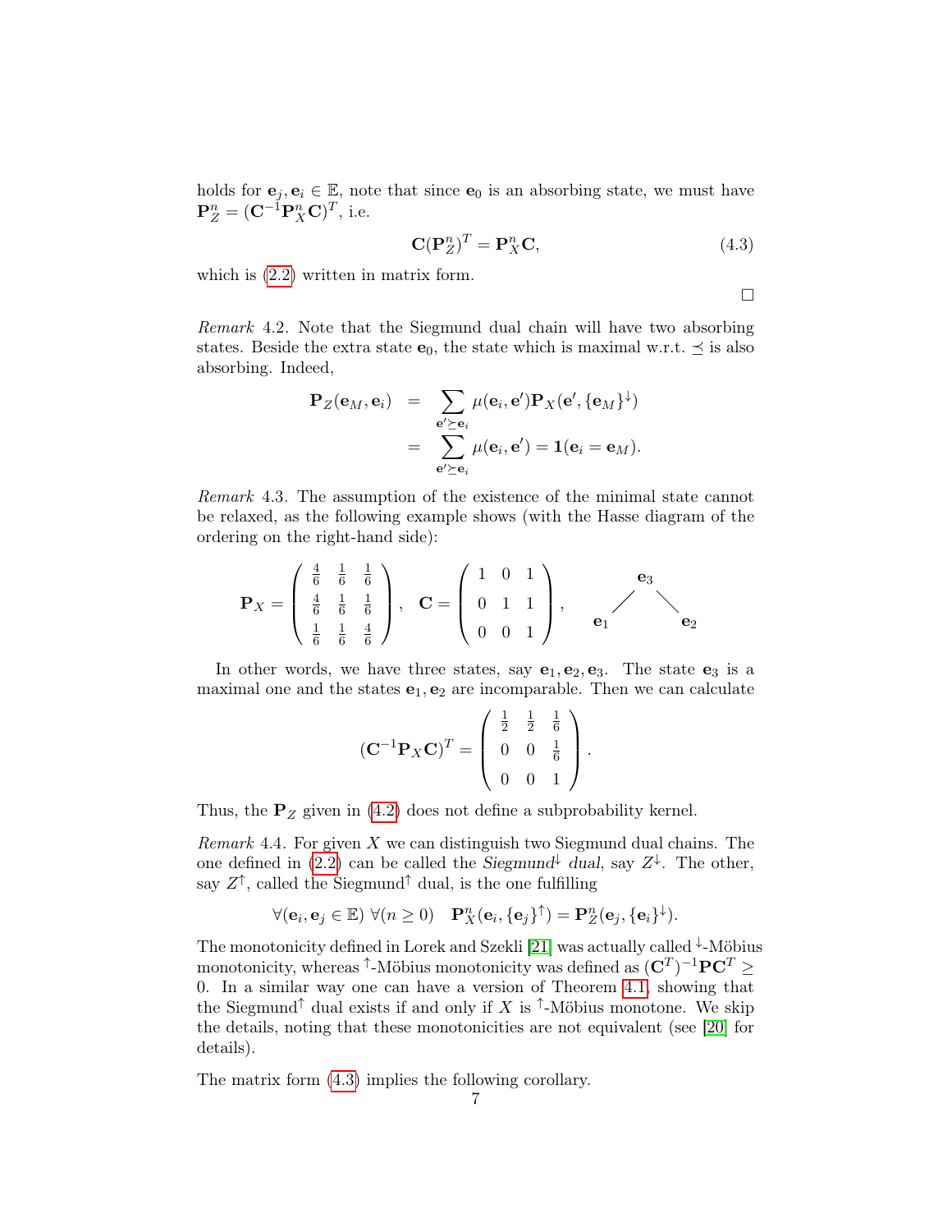holds for $\mathbf{e}_j, \mathbf{e}_i \in \mathbb{E}$, note that since $\mathbf{e}_0$ is an absorbing state, we must have $\mathbf{P}_Z^n = (\mathbf{C}^{-1}\mathbf{P}_X^n\mathbf{C})^T$, i.e.

$$\mathbf{C}(\mathbf{P}_Z^n)^T = \mathbf{P}_X^n \mathbf{C}, \tag{4.3}$$

which is (2.2) written in matrix form.

□

*Remark* 4.2. Note that the Siegmund dual chain will have two absorbing states. Beside the extra state $\mathbf{e}_0$, the state which is maximal w.r.t. $\preceq$ is also absorbing. Indeed,

$$\begin{aligned}
\mathbf{P}_Z(\mathbf{e}_M, \mathbf{e}_i) &= \sum_{\mathbf{e}' \succeq \mathbf{e}_i} \mu(\mathbf{e}_i, \mathbf{e}')\mathbf{P}_X(\mathbf{e}', \{\mathbf{e}_M\}^{\downarrow}) \\
&= \sum_{\mathbf{e}' \succeq \mathbf{e}_i} \mu(\mathbf{e}_i, \mathbf{e}') = \mathbf{1}(\mathbf{e}_i = \mathbf{e}_M).
\end{aligned}$$

*Remark* 4.3. The assumption of the existence of the minimal state cannot be relaxed, as the following example shows (with the Hasse diagram of the ordering on the right-hand side):

$$\mathbf{P}_X = \begin{pmatrix} \frac{4}{6} & \frac{1}{6} & \frac{1}{6} \\ \frac{4}{6} & \frac{1}{6} & \frac{1}{6} \\ \frac{1}{6} & \frac{1}{6} & \frac{4}{6} \end{pmatrix}, \quad \mathbf{C} = \begin{pmatrix} 1 & 0 & 1 \\ 0 & 1 & 1 \\ 0 & 0 & 1 \end{pmatrix},$$

(Hasse diagram: $\mathbf{e}_3$ on top, connected to $\mathbf{e}_1$ and $\mathbf{e}_2$ below.)

In other words, we have three states, say $\mathbf{e}_1, \mathbf{e}_2, \mathbf{e}_3$. The state $\mathbf{e}_3$ is a maximal one and the states $\mathbf{e}_1, \mathbf{e}_2$ are incomparable. Then we can calculate

$$(\mathbf{C}^{-1}\mathbf{P}_X\mathbf{C})^T = \begin{pmatrix} \frac{1}{2} & \frac{1}{2} & \frac{1}{6} \\ 0 & 0 & \frac{1}{6} \\ 0 & 0 & 1 \end{pmatrix}.$$

Thus, the $\mathbf{P}_Z$ given in (4.2) does not define a subprobability kernel.

*Remark* 4.4. For given $X$ we can distinguish two Siegmund dual chains. The one defined in (2.2) can be called the *Siegmund*$^{\downarrow}$ *dual*, say $Z^{\downarrow}$. The other, say $Z^{\uparrow}$, called the Siegmund$^{\uparrow}$ dual, is the one fulfilling

$$\forall(\mathbf{e}_i, \mathbf{e}_j \in \mathbb{E}) \ \forall(n \geq 0) \quad \mathbf{P}_X^n(\mathbf{e}_i, \{\mathbf{e}_j\}^{\uparrow}) = \mathbf{P}_Z^n(\mathbf{e}_j, \{\mathbf{e}_i\}^{\downarrow}).$$

The monotonicity defined in Lorek and Szekli [21] was actually called $^{\downarrow}$-Möbius monotonicity, whereas $^{\uparrow}$-Möbius monotonicity was defined as $(\mathbf{C}^T)^{-1}\mathbf{P}\mathbf{C}^T \geq 0$. In a similar way one can have a version of Theorem 4.1, showing that the Siegmund$^{\uparrow}$ dual exists if and only if $X$ is $^{\uparrow}$-Möbius monotone. We skip the details, noting that these monotonicities are not equivalent (see [20] for details).

The matrix form (4.3) implies the following corollary.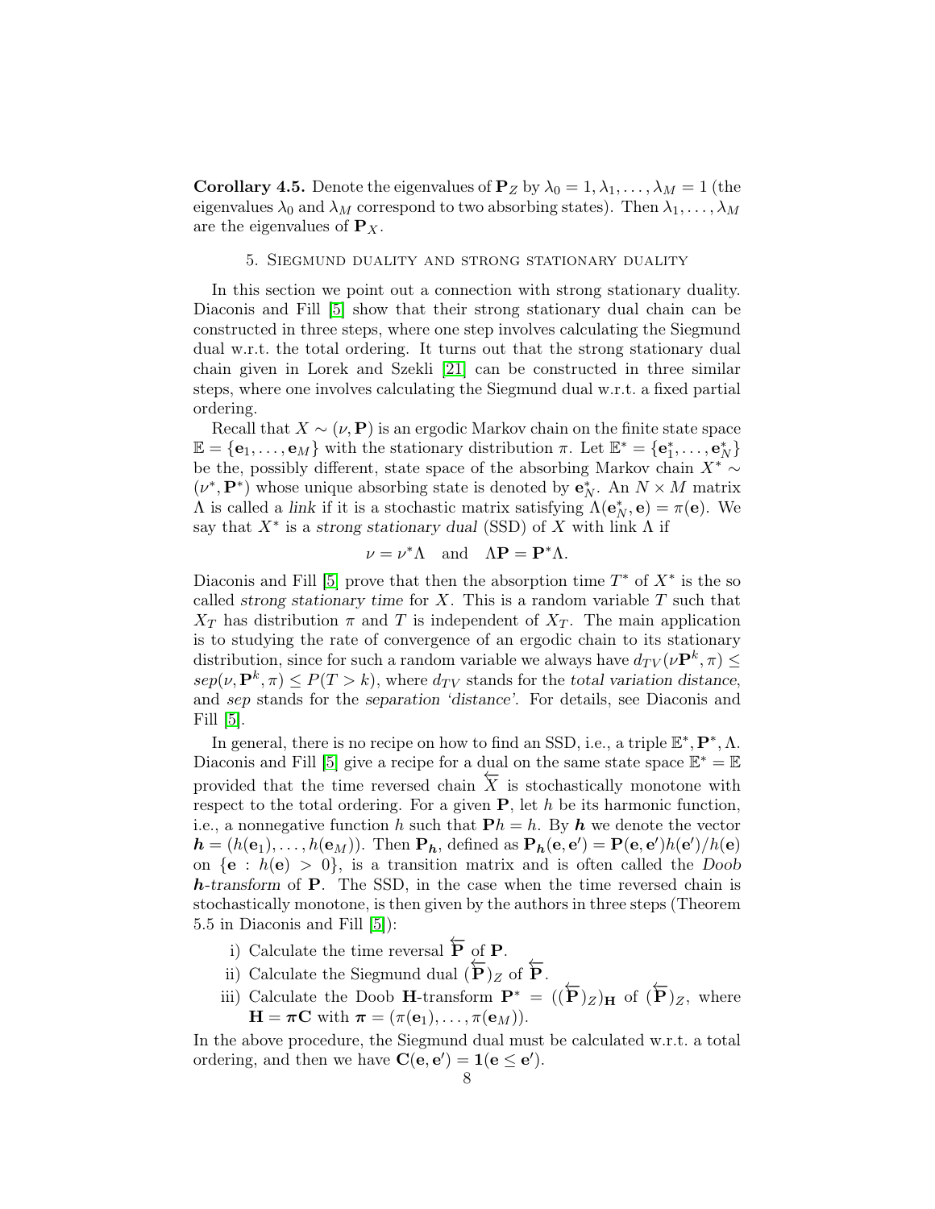**Corollary 4.5.** Denote the eigenvalues of $\mathbf{P}_Z$ by $\lambda_0 = 1, \lambda_1, \ldots, \lambda_M = 1$ (the eigenvalues $\lambda_0$ and $\lambda_M$ correspond to two absorbing states). Then $\lambda_1, \ldots, \lambda_M$ are the eigenvalues of $\mathbf{P}_X$.

## 5. Siegmund duality and strong stationary duality

In this section we point out a connection with strong stationary duality. Diaconis and Fill [5] show that their strong stationary dual chain can be constructed in three steps, where one step involves calculating the Siegmund dual w.r.t. the total ordering. It turns out that the strong stationary dual chain given in Lorek and Szekli [21] can be constructed in three similar steps, where one involves calculating the Siegmund dual w.r.t. a fixed partial ordering.

Recall that $X \sim (\nu, \mathbf{P})$ is an ergodic Markov chain on the finite state space $\mathbb{E} = \{\mathbf{e}_1, \ldots, \mathbf{e}_M\}$ with the stationary distribution $\pi$. Let $\mathbb{E}^* = \{\mathbf{e}_1^*, \ldots, \mathbf{e}_N^*\}$ be the, possibly different, state space of the absorbing Markov chain $X^* \sim (\nu^*, \mathbf{P}^*)$ whose unique absorbing state is denoted by $\mathbf{e}_N^*$. An $N \times M$ matrix $\Lambda$ is called a *link* if it is a stochastic matrix satisfying $\Lambda(\mathbf{e}_N^*, \mathbf{e}) = \pi(\mathbf{e})$. We say that $X^*$ is a *strong stationary dual* (SSD) of $X$ with link $\Lambda$ if

$$\nu = \nu^* \Lambda \quad \text{and} \quad \Lambda \mathbf{P} = \mathbf{P}^* \Lambda.$$

Diaconis and Fill [5] prove that then the absorption time $T^*$ of $X^*$ is the so called *strong stationary time* for $X$. This is a random variable $T$ such that $X_T$ has distribution $\pi$ and $T$ is independent of $X_T$. The main application is to studying the rate of convergence of an ergodic chain to its stationary distribution, since for such a random variable we always have $d_{TV}(\nu \mathbf{P}^k, \pi) \leq sep(\nu, \mathbf{P}^k, \pi) \leq P(T > k)$, where $d_{TV}$ stands for the *total variation distance*, and *sep* stands for the *separation 'distance'*. For details, see Diaconis and Fill [5].

In general, there is no recipe on how to find an SSD, i.e., a triple $\mathbb{E}^*, \mathbf{P}^*, \Lambda$. Diaconis and Fill [5] give a recipe for a dual on the same state space $\mathbb{E}^* = \mathbb{E}$ provided that the time reversed chain $\overleftarrow{X}$ is stochastically monotone with respect to the total ordering. For a given $\mathbf{P}$, let $h$ be its harmonic function, i.e., a nonnegative function $h$ such that $\mathbf{P}h = h$. By $\boldsymbol{h}$ we denote the vector $\boldsymbol{h} = (h(\mathbf{e}_1), \ldots, h(\mathbf{e}_M))$. Then $\mathbf{P}_{\boldsymbol{h}}$, defined as $\mathbf{P}_{\boldsymbol{h}}(\mathbf{e}, \mathbf{e}') = \mathbf{P}(\mathbf{e}, \mathbf{e}')h(\mathbf{e}')/h(\mathbf{e})$ on $\{\mathbf{e} : h(\mathbf{e}) > 0\}$, is a transition matrix and is often called the *Doob $\boldsymbol{h}$-transform* of $\mathbf{P}$. The SSD, in the case when the time reversed chain is stochastically monotone, is then given by the authors in three steps (Theorem 5.5 in Diaconis and Fill [5]):

i) Calculate the time reversal $\overleftarrow{\mathbf{P}}$ of $\mathbf{P}$.
ii) Calculate the Siegmund dual $(\overleftarrow{\mathbf{P}})_Z$ of $\overleftarrow{\mathbf{P}}$.
iii) Calculate the Doob $\mathbf{H}$-transform $\mathbf{P}^* = ((\overleftarrow{\mathbf{P}})_Z)_{\mathbf{H}}$ of $(\overleftarrow{\mathbf{P}})_Z$, where $\mathbf{H} = \boldsymbol{\pi}\mathbf{C}$ with $\boldsymbol{\pi} = (\pi(\mathbf{e}_1), \ldots, \pi(\mathbf{e}_M))$.

In the above procedure, the Siegmund dual must be calculated w.r.t. a total ordering, and then we have $\mathbf{C}(\mathbf{e}, \mathbf{e}') = \mathbf{1}(\mathbf{e} \leq \mathbf{e}')$.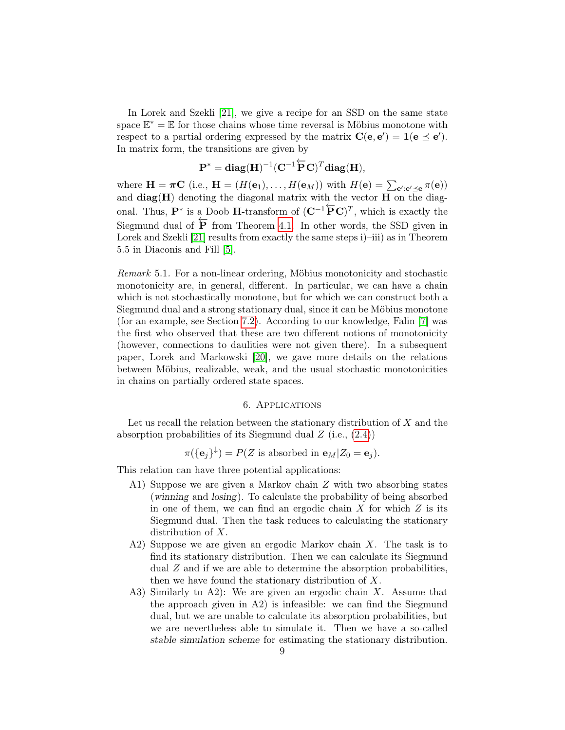In Lorek and Szekli [21], we give a recipe for an SSD on the same state space $\mathbb{E}^* = \mathbb{E}$ for those chains whose time reversal is Möbius monotone with respect to a partial ordering expressed by the matrix $\mathbf{C}(\mathbf{e}, \mathbf{e}') = \mathbf{1}(\mathbf{e} \preceq \mathbf{e}')$. In matrix form, the transitions are given by

$$\mathbf{P}^* = \mathbf{diag}(\mathbf{H})^{-1}(\mathbf{C}^{-1}\overleftarrow{\mathbf{P}}\mathbf{C})^T\mathbf{diag}(\mathbf{H}),$$

where $\mathbf{H} = \boldsymbol{\pi}\mathbf{C}$ (i.e., $\mathbf{H} = (H(\mathbf{e}_1), \ldots, H(\mathbf{e}_M))$ with $H(\mathbf{e}) = \sum_{\mathbf{e}':\mathbf{e}' \preceq \mathbf{e}} \pi(\mathbf{e})$) and $\mathbf{diag}(\mathbf{H})$ denoting the diagonal matrix with the vector $\mathbf{H}$ on the diagonal. Thus, $\mathbf{P}^*$ is a Doob $\mathbf{H}$-transform of $(\mathbf{C}^{-1}\overleftarrow{\mathbf{P}}\mathbf{C})^T$, which is exactly the Siegmund dual of $\overleftarrow{\mathbf{P}}$ from Theorem 4.1. In other words, the SSD given in Lorek and Szekli [21] results from exactly the same steps i)–iii) as in Theorem 5.5 in Diaconis and Fill [5].

*Remark* 5.1. For a non-linear ordering, Möbius monotonicity and stochastic monotonicity are, in general, different. In particular, we can have a chain which is not stochastically monotone, but for which we can construct both a Siegmund dual and a strong stationary dual, since it can be Möbius monotone (for an example, see Section 7.2). According to our knowledge, Falin [7] was the first who observed that these are two different notions of monotonicity (however, connections to daulities were not given there). In a subsequent paper, Lorek and Markowski [20], we gave more details on the relations between Möbius, realizable, weak, and the usual stochastic monotonicities in chains on partially ordered state spaces.

## 6. Applications

Let us recall the relation between the stationary distribution of $X$ and the absorption probabilities of its Siegmund dual $Z$ (i.e., (2.4))

$$\pi(\{\mathbf{e}_j\}^{\downarrow}) = P(Z \text{ is absorbed in } \mathbf{e}_M | Z_0 = \mathbf{e}_j).$$

This relation can have three potential applications:

- A1) Suppose we are given a Markov chain $Z$ with two absorbing states (*winning* and *losing*). To calculate the probability of being absorbed in one of them, we can find an ergodic chain $X$ for which $Z$ is its Siegmund dual. Then the task reduces to calculating the stationary distribution of $X$.
- A2) Suppose we are given an ergodic Markov chain $X$. The task is to find its stationary distribution. Then we can calculate its Siegmund dual $Z$ and if we are able to determine the absorption probabilities, then we have found the stationary distribution of $X$.
- A3) Similarly to A2): We are given an ergodic chain $X$. Assume that the approach given in A2) is infeasible: we can find the Siegmund dual, but we are unable to calculate its absorption probabilities, but we are nevertheless able to simulate it. Then we have a so-called *stable simulation scheme* for estimating the stationary distribution.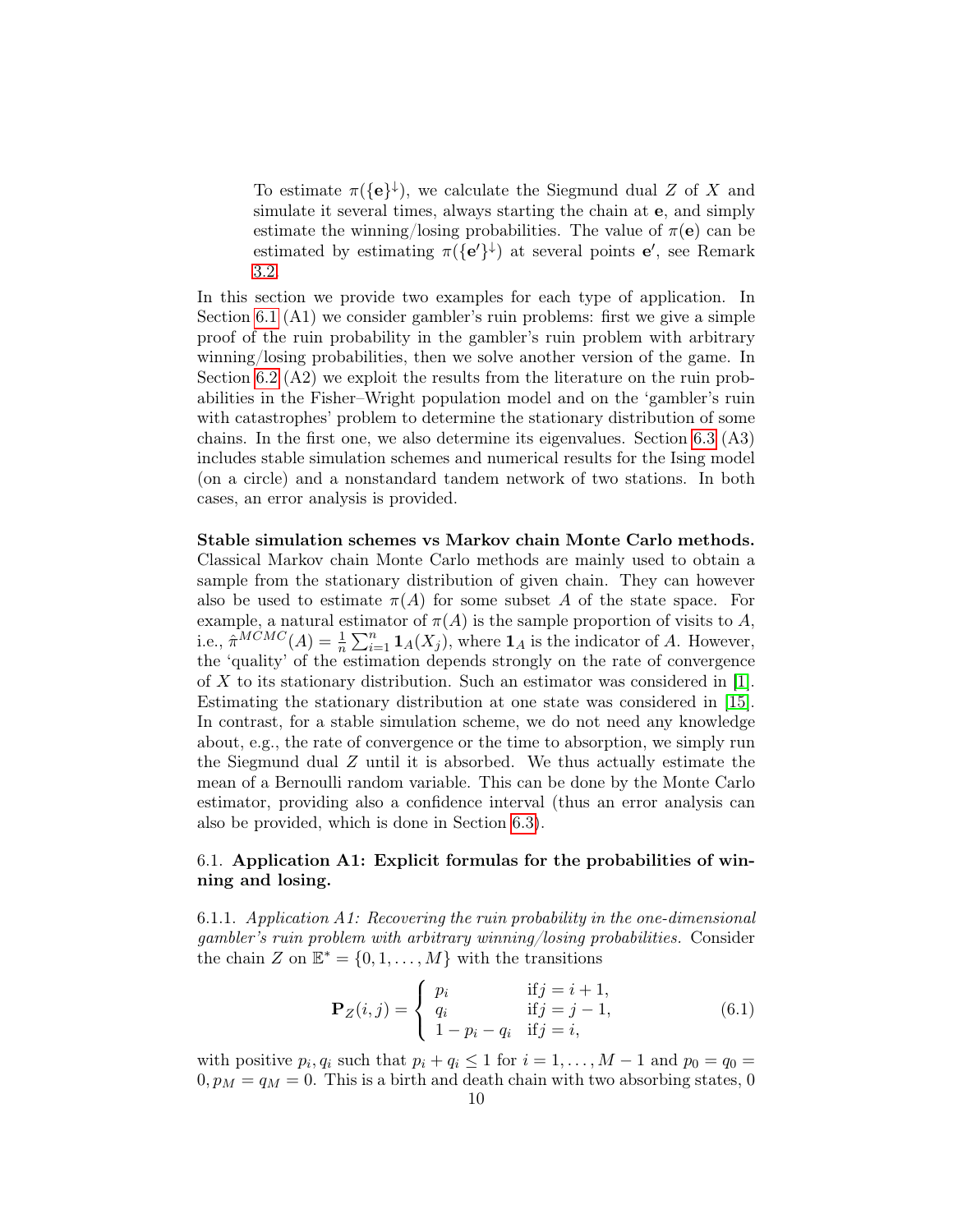To estimate $\pi(\{\mathbf{e}\}^{\downarrow})$, we calculate the Siegmund dual $Z$ of $X$ and simulate it several times, always starting the chain at $\mathbf{e}$, and simply estimate the winning/losing probabilities. The value of $\pi(\mathbf{e})$ can be estimated by estimating $\pi(\{\mathbf{e}'\}^{\downarrow})$ at several points $\mathbf{e}'$, see Remark 3.2.

In this section we provide two examples for each type of application. In Section 6.1 (A1) we consider gambler's ruin problems: first we give a simple proof of the ruin probability in the gambler's ruin problem with arbitrary winning/losing probabilities, then we solve another version of the game. In Section 6.2 (A2) we exploit the results from the literature on the ruin probabilities in the Fisher–Wright population model and on the 'gambler's ruin with catastrophes' problem to determine the stationary distribution of some chains. In the first one, we also determine its eigenvalues. Section 6.3 (A3) includes stable simulation schemes and numerical results for the Ising model (on a circle) and a nonstandard tandem network of two stations. In both cases, an error analysis is provided.

**Stable simulation schemes vs Markov chain Monte Carlo methods.** Classical Markov chain Monte Carlo methods are mainly used to obtain a sample from the stationary distribution of given chain. They can however also be used to estimate $\pi(A)$ for some subset $A$ of the state space. For example, a natural estimator of $\pi(A)$ is the sample proportion of visits to $A$, i.e., $\hat{\pi}^{MCMC}(A) = \frac{1}{n}\sum_{i=1}^{n} \mathbf{1}_A(X_j)$, where $\mathbf{1}_A$ is the indicator of $A$. However, the 'quality' of the estimation depends strongly on the rate of convergence of $X$ to its stationary distribution. Such an estimator was considered in [1]. Estimating the stationary distribution at one state was considered in [15]. In contrast, for a stable simulation scheme, we do not need any knowledge about, e.g., the rate of convergence or the time to absorption, we simply run the Siegmund dual $Z$ until it is absorbed. We thus actually estimate the mean of a Bernoulli random variable. This can be done by the Monte Carlo estimator, providing also a confidence interval (thus an error analysis can also be provided, which is done in Section 6.3).

## 6.1. Application A1: Explicit formulas for the probabilities of winning and losing.

6.1.1. *Application A1: Recovering the ruin probability in the one-dimensional gambler's ruin problem with arbitrary winning/losing probabilities.* Consider the chain $Z$ on $\mathbb{E}^* = \{0, 1, \ldots, M\}$ with the transitions

$$\mathbf{P}_Z(i,j) = \begin{cases} p_i & \text{if} j = i+1, \\ q_i & \text{if} j = j-1, \\ 1 - p_i - q_i & \text{if} j = i, \end{cases} \tag{6.1}$$

with positive $p_i, q_i$ such that $p_i + q_i \leq 1$ for $i = 1, \ldots, M-1$ and $p_0 = q_0 = 0, p_M = q_M = 0$. This is a birth and death chain with two absorbing states, 0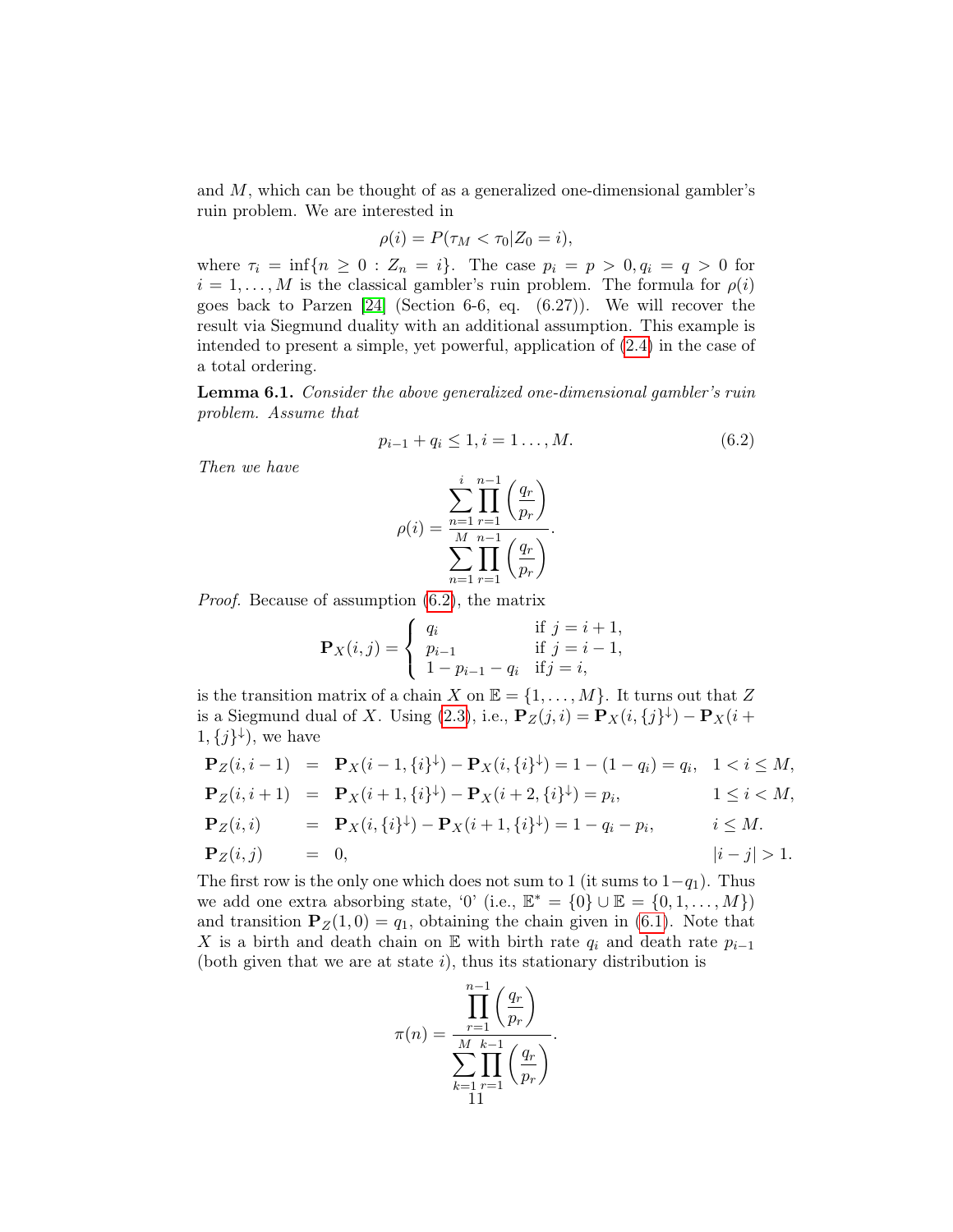and $M$, which can be thought of as a generalized one-dimensional gambler's ruin problem. We are interested in

$$\rho(i) = P(\tau_M < \tau_0 | Z_0 = i),$$

where $\tau_i = \inf\{n \geq 0 : Z_n = i\}$. The case $p_i = p > 0, q_i = q > 0$ for $i = 1, \ldots, M$ is the classical gambler's ruin problem. The formula for $\rho(i)$ goes back to Parzen [24] (Section 6-6, eq. (6.27)). We will recover the result via Siegmund duality with an additional assumption. This example is intended to present a simple, yet powerful, application of (2.4) in the case of a total ordering.

**Lemma 6.1.** *Consider the above generalized one-dimensional gambler's ruin problem. Assume that*

$$p_{i-1} + q_i \leq 1, i = 1 \ldots, M. \tag{6.2}$$

*Then we have*

$$\rho(i) = \frac{\displaystyle\sum_{n=1}^{i} \prod_{r=1}^{n-1} \left(\frac{q_r}{p_r}\right)}{\displaystyle\sum_{n=1}^{M} \prod_{r=1}^{n-1} \left(\frac{q_r}{p_r}\right)}.$$

*Proof.* Because of assumption (6.2), the matrix

$$\mathbf{P}_X(i,j) = \begin{cases} q_i & \text{if } j = i+1, \\ p_{i-1} & \text{if } j = i-1, \\ 1 - p_{i-1} - q_i & \text{if} j = i, \end{cases}$$

is the transition matrix of a chain $X$ on $\mathbb{E} = \{1, \ldots, M\}$. It turns out that $Z$ is a Siegmund dual of $X$. Using (2.3), i.e., $\mathbf{P}_Z(j,i) = \mathbf{P}_X(i, \{j\}^\downarrow) - \mathbf{P}_X(i+1, \{j\}^\downarrow)$, we have

$$\begin{aligned}
\mathbf{P}_Z(i, i-1) &= \mathbf{P}_X(i-1, \{i\}^\downarrow) - \mathbf{P}_X(i, \{i\}^\downarrow) = 1 - (1 - q_i) = q_i, && 1 < i \leq M, \\
\mathbf{P}_Z(i, i+1) &= \mathbf{P}_X(i+1, \{i\}^\downarrow) - \mathbf{P}_X(i+2, \{i\}^\downarrow) = p_i, && 1 \leq i < M, \\
\mathbf{P}_Z(i, i) &= \mathbf{P}_X(i, \{i\}^\downarrow) - \mathbf{P}_X(i+1, \{i\}^\downarrow) = 1 - q_i - p_i, && i \leq M. \\
\mathbf{P}_Z(i, j) &= 0, && |i - j| > 1.
\end{aligned}$$

The first row is the only one which does not sum to 1 (it sums to $1 - q_1$). Thus we add one extra absorbing state, '0' (i.e., $\mathbb{E}^* = \{0\} \cup \mathbb{E} = \{0, 1, \ldots, M\}$) and transition $\mathbf{P}_Z(1, 0) = q_1$, obtaining the chain given in (6.1). Note that $X$ is a birth and death chain on $\mathbb{E}$ with birth rate $q_i$ and death rate $p_{i-1}$ (both given that we are at state $i$), thus its stationary distribution is

$$\pi(n) = \frac{\displaystyle\prod_{r=1}^{n-1} \left(\frac{q_r}{p_r}\right)}{\displaystyle\sum_{k=1}^{M} \prod_{r=1}^{k-1} \left(\frac{q_r}{p_r}\right)}.$$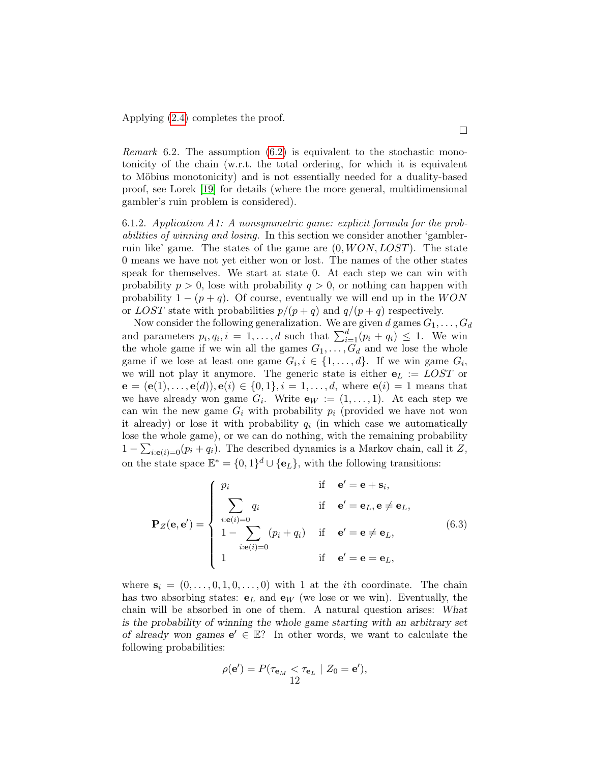Applying (2.4) completes the proof.

□

*Remark* 6.2. The assumption (6.2) is equivalent to the stochastic monotonicity of the chain (w.r.t. the total ordering, for which it is equivalent to Möbius monotonicity) and is not essentially needed for a duality-based proof, see Lorek [19] for details (where the more general, multidimensional gambler's ruin problem is considered).

6.1.2. *Application A1: A nonsymmetric game: explicit formula for the probabilities of winning and losing.* In this section we consider another 'gambler-ruin like' game. The states of the game are $(0, WON, LOST)$. The state 0 means we have not yet either won or lost. The names of the other states speak for themselves. We start at state 0. At each step we can win with probability $p > 0$, lose with probability $q > 0$, or nothing can happen with probability $1 - (p + q)$. Of course, eventually we will end up in the $WON$ or $LOST$ state with probabilities $p/(p + q)$ and $q/(p + q)$ respectively.

Now consider the following generalization. We are given $d$ games $G_1, \ldots, G_d$ and parameters $p_i, q_i, i = 1, \ldots, d$ such that $\sum_{i=1}^{d}(p_i + q_i) \leq 1$. We win the whole game if we win all the games $G_1, \ldots, G_d$ and we lose the whole game if we lose at least one game $G_i, i \in \{1, \ldots, d\}$. If we win game $G_i$, we will not play it anymore. The generic state is either $\mathbf{e}_L := LOST$ or $\mathbf{e} = (\mathbf{e}(1), \ldots, \mathbf{e}(d)), \mathbf{e}(i) \in \{0, 1\}, i = 1, \ldots, d$, where $\mathbf{e}(i) = 1$ means that we have already won game $G_i$. Write $\mathbf{e}_W := (1, \ldots, 1)$. At each step we can win the new game $G_i$ with probability $p_i$ (provided we have not won it already) or lose it with probability $q_i$ (in which case we automatically lose the whole game), or we can do nothing, with the remaining probability $1 - \sum_{i:\mathbf{e}(i)=0}(p_i + q_i)$. The described dynamics is a Markov chain, call it $Z$, on the state space $\mathbb{E}^* = \{0, 1\}^d \cup \{\mathbf{e}_L\}$, with the following transitions:

$$
\mathbf{P}_Z(\mathbf{e}, \mathbf{e}') = \begin{cases} p_i & \text{if} \quad \mathbf{e}' = \mathbf{e} + \mathbf{s}_i, \\ \displaystyle\sum_{i:\mathbf{e}(i)=0} q_i & \text{if} \quad \mathbf{e}' = \mathbf{e}_L, \mathbf{e} \neq \mathbf{e}_L, \\ 1 - \displaystyle\sum_{i:\mathbf{e}(i)=0}(p_i + q_i) & \text{if} \quad \mathbf{e}' = \mathbf{e} \neq \mathbf{e}_L, \\ 1 & \text{if} \quad \mathbf{e}' = \mathbf{e} = \mathbf{e}_L, \end{cases} \tag{6.3}
$$

where $\mathbf{s}_i = (0, \ldots, 0, 1, 0, \ldots, 0)$ with 1 at the $i$th coordinate. The chain has two absorbing states: $\mathbf{e}_L$ and $\mathbf{e}_W$ (we lose or we win). Eventually, the chain will be absorbed in one of them. A natural question arises: *What is the probability of winning the whole game starting with an arbitrary set of already won games* $\mathbf{e}' \in \mathbb{E}$? In other words, we want to calculate the following probabilities:

$$
\rho(\mathbf{e}') = P(\tau_{\mathbf{e}_M} < \tau_{\mathbf{e}_L} \mid Z_0 = \mathbf{e}'),
$$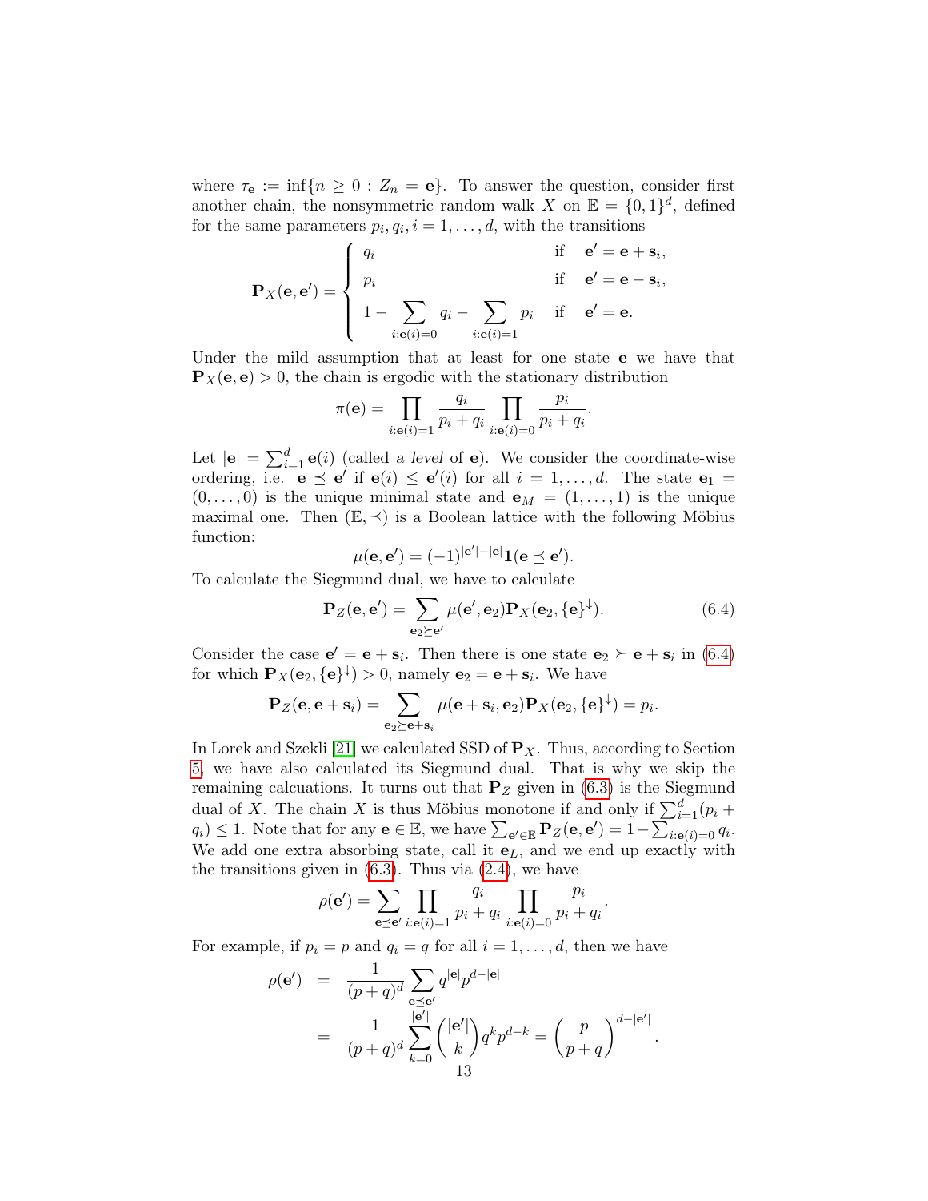where $\tau_{\mathbf{e}} := \inf\{n \geq 0 : Z_n = \mathbf{e}\}$. To answer the question, consider first another chain, the nonsymmetric random walk $X$ on $\mathbb{E} = \{0,1\}^d$, defined for the same parameters $p_i, q_i, i = 1, \ldots, d$, with the transitions

$$
\mathbf{P}_X(\mathbf{e}, \mathbf{e}') = \begin{cases} q_i & \text{if} \quad \mathbf{e}' = \mathbf{e} + \mathbf{s}_i, \\ p_i & \text{if} \quad \mathbf{e}' = \mathbf{e} - \mathbf{s}_i, \\ 1 - \displaystyle\sum_{i:\mathbf{e}(i)=0} q_i - \sum_{i:\mathbf{e}(i)=1} p_i & \text{if} \quad \mathbf{e}' = \mathbf{e}. \end{cases}
$$

Under the mild assumption that at least for one state $\mathbf{e}$ we have that $\mathbf{P}_X(\mathbf{e}, \mathbf{e}) > 0$, the chain is ergodic with the stationary distribution

$$
\pi(\mathbf{e}) = \prod_{i:\mathbf{e}(i)=1} \frac{q_i}{p_i + q_i} \prod_{i:\mathbf{e}(i)=0} \frac{p_i}{p_i + q_i}.
$$

Let $|\mathbf{e}| = \sum_{i=1}^d \mathbf{e}(i)$ (called *a level* of $\mathbf{e}$). We consider the coordinate-wise ordering, i.e. $\mathbf{e} \preceq \mathbf{e}'$ if $\mathbf{e}(i) \leq \mathbf{e}'(i)$ for all $i = 1, \ldots, d$. The state $\mathbf{e}_1 = (0, \ldots, 0)$ is the unique minimal state and $\mathbf{e}_M = (1, \ldots, 1)$ is the unique maximal one. Then $(\mathbb{E}, \preceq)$ is a Boolean lattice with the following Möbius function:

$$
\mu(\mathbf{e}, \mathbf{e}') = (-1)^{|\mathbf{e}'| - |\mathbf{e}|} \mathbf{1}(\mathbf{e} \preceq \mathbf{e}').
$$

To calculate the Siegmund dual, we have to calculate

$$
\mathbf{P}_Z(\mathbf{e}, \mathbf{e}') = \sum_{\mathbf{e}_2 \succeq \mathbf{e}'} \mu(\mathbf{e}', \mathbf{e}_2) \mathbf{P}_X(\mathbf{e}_2, \{\mathbf{e}\}^{\downarrow}). \tag{6.4}
$$

Consider the case $\mathbf{e}' = \mathbf{e} + \mathbf{s}_i$. Then there is one state $\mathbf{e}_2 \succeq \mathbf{e} + \mathbf{s}_i$ in (6.4) for which $\mathbf{P}_X(\mathbf{e}_2, \{\mathbf{e}\}^{\downarrow}) > 0$, namely $\mathbf{e}_2 = \mathbf{e} + \mathbf{s}_i$. We have

$$
\mathbf{P}_Z(\mathbf{e}, \mathbf{e} + \mathbf{s}_i) = \sum_{\mathbf{e}_2 \succeq \mathbf{e} + \mathbf{s}_i} \mu(\mathbf{e} + \mathbf{s}_i, \mathbf{e}_2) \mathbf{P}_X(\mathbf{e}_2, \{\mathbf{e}\}^{\downarrow}) = p_i.
$$

In Lorek and Szekli [21] we calculated SSD of $\mathbf{P}_X$. Thus, according to Section 5, we have also calculated its Siegmund dual. That is why we skip the remaining calcuations. It turns out that $\mathbf{P}_Z$ given in (6.3) is the Siegmund dual of $X$. The chain $X$ is thus Möbius monotone if and only if $\sum_{i=1}^d (p_i + q_i) \leq 1$. Note that for any $\mathbf{e} \in \mathbb{E}$, we have $\sum_{\mathbf{e}' \in \mathbb{E}} \mathbf{P}_Z(\mathbf{e}, \mathbf{e}') = 1 - \sum_{i:\mathbf{e}(i)=0} q_i$. We add one extra absorbing state, call it $\mathbf{e}_L$, and we end up exactly with the transitions given in (6.3). Thus via (2.4), we have

$$
\rho(\mathbf{e}') = \sum_{\mathbf{e} \preceq \mathbf{e}'} \prod_{i:\mathbf{e}(i)=1} \frac{q_i}{p_i + q_i} \prod_{i:\mathbf{e}(i)=0} \frac{p_i}{p_i + q_i}.
$$

For example, if $p_i = p$ and $q_i = q$ for all $i = 1, \ldots, d$, then we have

$$
\begin{aligned}
\rho(\mathbf{e}') &= \frac{1}{(p+q)^d} \sum_{\mathbf{e} \preceq \mathbf{e}'} q^{|\mathbf{e}|} p^{d - |\mathbf{e}|} \\
&= \frac{1}{(p+q)^d} \sum_{k=0}^{|\mathbf{e}'|} \binom{|\mathbf{e}'|}{k} q^k p^{d-k} = \left( \frac{p}{p+q} \right)^{d - |\mathbf{e}'|}.
\end{aligned}
$$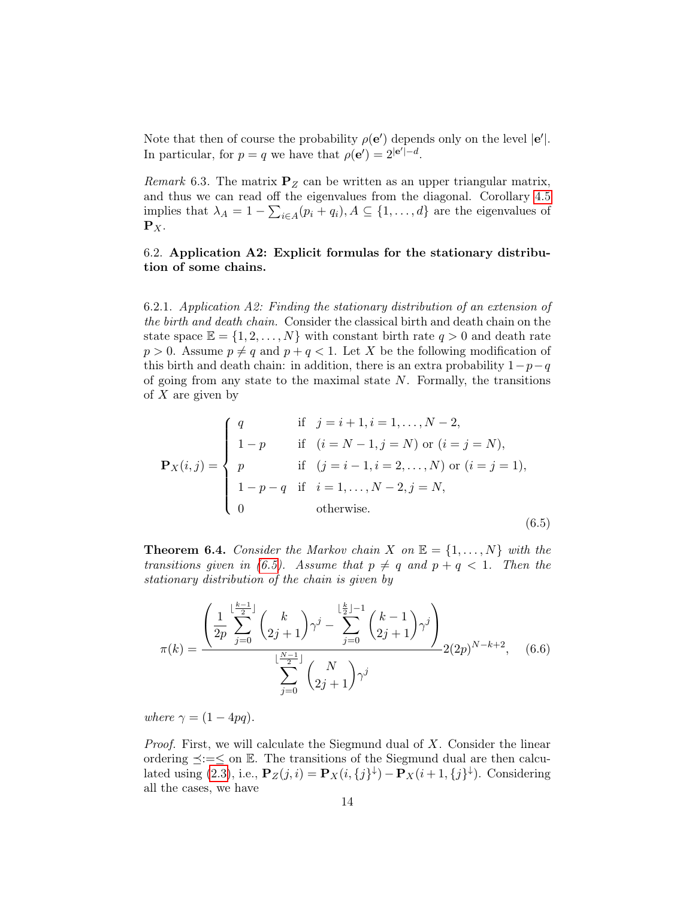Note that then of course the probability $\rho(\mathbf{e}')$ depends only on the level $|\mathbf{e}'|$. In particular, for $p = q$ we have that $\rho(\mathbf{e}') = 2^{|\mathbf{e}'|-d}$.

*Remark* 6.3. The matrix $\mathbf{P}_Z$ can be written as an upper triangular matrix, and thus we can read off the eigenvalues from the diagonal. Corollary 4.5 implies that $\lambda_A = 1 - \sum_{i\in A}(p_i + q_i), A \subseteq \{1, \ldots, d\}$ are the eigenvalues of $\mathbf{P}_X$.

### 6.2. **Application A2: Explicit formulas for the stationary distribution of some chains.**

6.2.1. *Application A2: Finding the stationary distribution of an extension of the birth and death chain.* Consider the classical birth and death chain on the state space $\mathbb{E} = \{1, 2, \ldots, N\}$ with constant birth rate $q > 0$ and death rate $p > 0$. Assume $p \neq q$ and $p + q < 1$. Let $X$ be the following modification of this birth and death chain: in addition, there is an extra probability $1-p-q$ of going from any state to the maximal state $N$. Formally, the transitions of $X$ are given by

$$\mathbf{P}_X(i,j) = \begin{cases} q & \text{if} \quad j = i+1, i = 1, \ldots, N-2, \\ 1-p & \text{if} \quad (i = N-1, j = N) \text{ or } (i = j = N), \\ p & \text{if} \quad (j = i-1, i = 2, \ldots, N) \text{ or } (i = j = 1), \\ 1-p-q & \text{if} \quad i = 1, \ldots, N-2, j = N, \\ 0 & \quad\text{otherwise.} \end{cases} \tag{6.5}$$

**Theorem 6.4.** *Consider the Markov chain $X$ on $\mathbb{E} = \{1, \ldots, N\}$ with the transitions given in (6.5). Assume that $p \neq q$ and $p + q < 1$. Then the stationary distribution of the chain is given by*

$$\pi(k) = \frac{\left(\dfrac{1}{2p}\displaystyle\sum_{j=0}^{\lfloor\frac{k-1}{2}\rfloor}\binom{k}{2j+1}\gamma^j - \sum_{j=0}^{\lfloor\frac{k}{2}\rfloor-1}\binom{k-1}{2j+1}\gamma^j\right)}{\displaystyle\sum_{j=0}^{\lfloor\frac{N-1}{2}\rfloor}\binom{N}{2j+1}\gamma^j} 2(2p)^{N-k+2}, \tag{6.6}$$

*where $\gamma = (1 - 4pq)$.*

*Proof.* First, we will calculate the Siegmund dual of $X$. Consider the linear ordering $\preceq := \leq$ on $\mathbb{E}$. The transitions of the Siegmund dual are then calculated using (2.3), i.e., $\mathbf{P}_Z(j,i) = \mathbf{P}_X(i, \{j\}^\downarrow) - \mathbf{P}_X(i+1, \{j\}^\downarrow)$. Considering all the cases, we have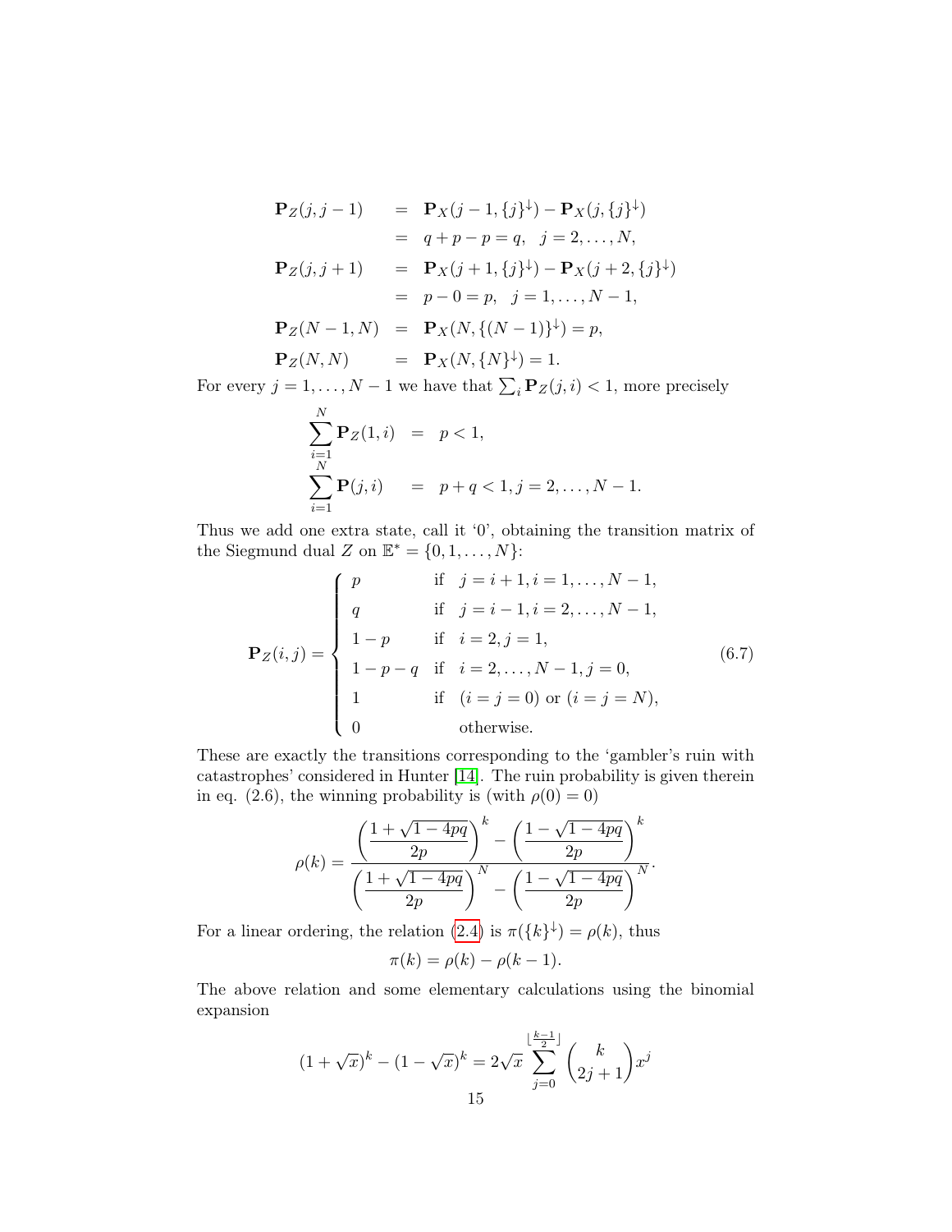$$
\begin{aligned}
\mathbf{P}_Z(j,j-1) &= \mathbf{P}_X(j-1,\{j\}^{\downarrow}) - \mathbf{P}_X(j,\{j\}^{\downarrow}) \\
&= q+p-p = q, \quad j=2,\ldots,N, \\
\mathbf{P}_Z(j,j+1) &= \mathbf{P}_X(j+1,\{j\}^{\downarrow}) - \mathbf{P}_X(j+2,\{j\}^{\downarrow}) \\
&= p-0 = p, \quad j=1,\ldots,N-1, \\
\mathbf{P}_Z(N-1,N) &= \mathbf{P}_X(N,\{(N-1)\}^{\downarrow}) = p, \\
\mathbf{P}_Z(N,N) &= \mathbf{P}_X(N,\{N\}^{\downarrow}) = 1.
\end{aligned}
$$

For every $j=1,\ldots,N-1$ we have that $\sum_i \mathbf{P}_Z(j,i) < 1$, more precisely

$$
\begin{aligned}
\sum_{i=1}^{N} \mathbf{P}_Z(1,i) &= p < 1, \\
\sum_{i=1}^{N} \mathbf{P}(j,i) &= p+q < 1, j=2,\ldots,N-1.
\end{aligned}
$$

Thus we add one extra state, call it '0', obtaining the transition matrix of the Siegmund dual $Z$ on $\mathbb{E}^* = \{0,1,\ldots,N\}$:

$$
\mathbf{P}_Z(i,j) = \begin{cases}
p & \text{if} \quad j=i+1, i=1,\ldots,N-1, \\
q & \text{if} \quad j=i-1, i=2,\ldots,N-1, \\
1-p & \text{if} \quad i=2, j=1, \\
1-p-q & \text{if} \quad i=2,\ldots,N-1, j=0, \\
1 & \text{if} \quad (i=j=0) \text{ or } (i=j=N), \\
0 & \quad\text{otherwise.}
\end{cases} \tag{6.7}
$$

These are exactly the transitions corresponding to the 'gambler's ruin with catastrophes' considered in Hunter [14]. The ruin probability is given therein in eq. (2.6), the winning probability is (with $\rho(0)=0$)

$$
\rho(k) = \frac{\left(\frac{1+\sqrt{1-4pq}}{2p}\right)^k - \left(\frac{1-\sqrt{1-4pq}}{2p}\right)^k}{\left(\frac{1+\sqrt{1-4pq}}{2p}\right)^N - \left(\frac{1-\sqrt{1-4pq}}{2p}\right)^N}.
$$

For a linear ordering, the relation (2.4) is $\pi(\{k\}^{\downarrow}) = \rho(k)$, thus

$$
\pi(k) = \rho(k) - \rho(k-1).
$$

The above relation and some elementary calculations using the binomial expansion

$$
(1+\sqrt{x})^k - (1-\sqrt{x})^k = 2\sqrt{x} \sum_{j=0}^{\lfloor \frac{k-1}{2} \rfloor} \binom{k}{2j+1} x^j
$$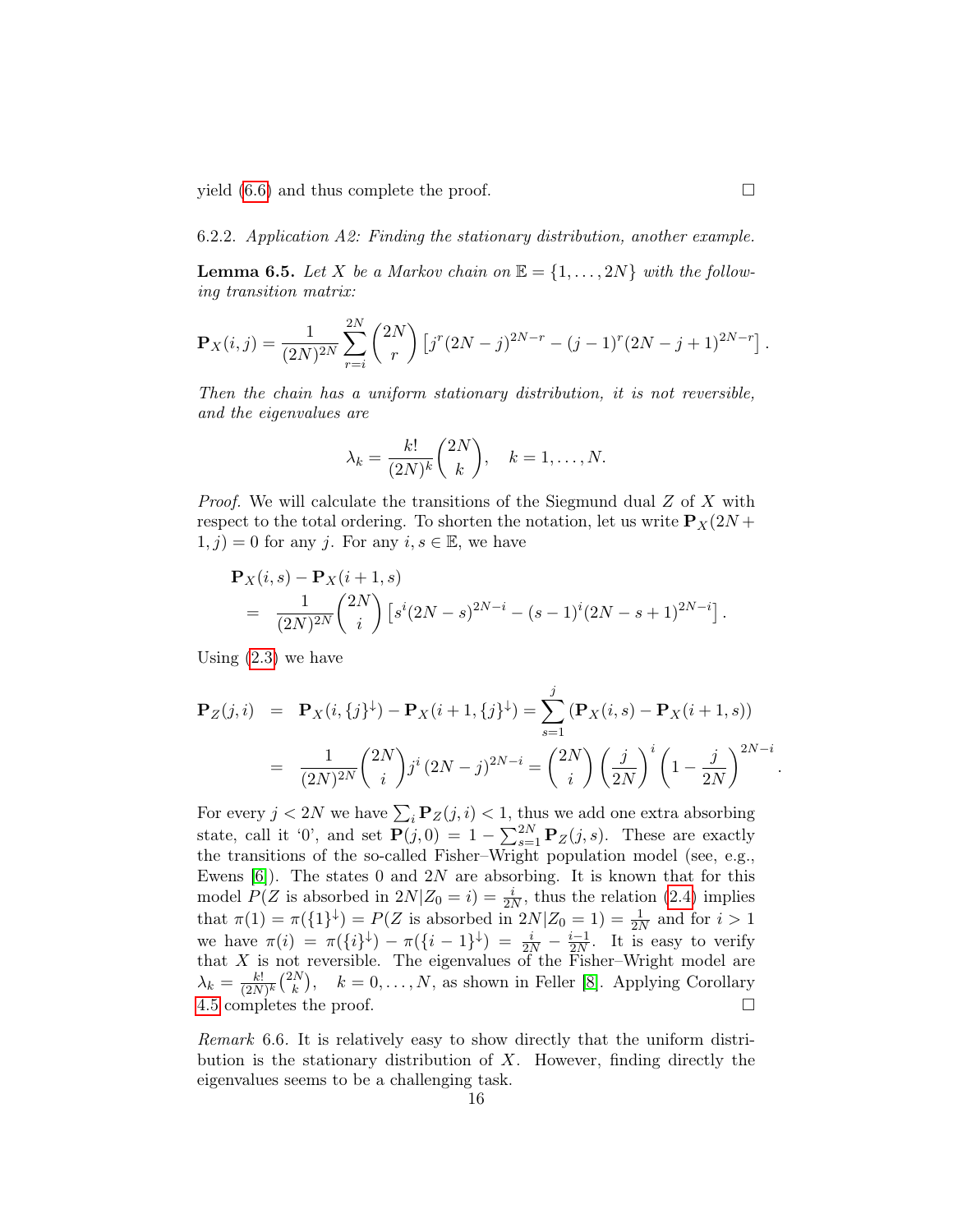yield (6.6) and thus complete the proof. ☐

6.2.2. *Application A2: Finding the stationary distribution, another example.*

**Lemma 6.5.** *Let $X$ be a Markov chain on $\mathbb{E} = \{1, \ldots, 2N\}$ with the following transition matrix:*

$$\mathbf{P}_X(i,j) = \frac{1}{(2N)^{2N}} \sum_{r=i}^{2N} \binom{2N}{r} \left[ j^r (2N-j)^{2N-r} - (j-1)^r (2N-j+1)^{2N-r} \right].$$

*Then the chain has a uniform stationary distribution, it is not reversible, and the eigenvalues are*

$$\lambda_k = \frac{k!}{(2N)^k} \binom{2N}{k}, \quad k = 1, \ldots, N.$$

*Proof.* We will calculate the transitions of the Siegmund dual $Z$ of $X$ with respect to the total ordering. To shorten the notation, let us write $\mathbf{P}_X(2N+1, j) = 0$ for any $j$. For any $i, s \in \mathbb{E}$, we have

$$\begin{aligned}
&\mathbf{P}_X(i,s) - \mathbf{P}_X(i+1,s) \\
&\quad = \frac{1}{(2N)^{2N}} \binom{2N}{i} \left[ s^i (2N-s)^{2N-i} - (s-1)^i (2N-s+1)^{2N-i} \right].
\end{aligned}$$

Using (2.3) we have

$$\begin{aligned}
\mathbf{P}_Z(j,i) &= \mathbf{P}_X(i, \{j\}^{\downarrow}) - \mathbf{P}_X(i+1, \{j\}^{\downarrow}) = \sum_{s=1}^{j} \left( \mathbf{P}_X(i,s) - \mathbf{P}_X(i+1,s) \right) \\
&= \frac{1}{(2N)^{2N}} \binom{2N}{i} j^i \, (2N-j)^{2N-i} = \binom{2N}{i} \left( \frac{j}{2N} \right)^i \left( 1 - \frac{j}{2N} \right)^{2N-i}.
\end{aligned}$$

For every $j < 2N$ we have $\sum_i \mathbf{P}_Z(j,i) < 1$, thus we add one extra absorbing state, call it '0', and set $\mathbf{P}(j,0) = 1 - \sum_{s=1}^{2N} \mathbf{P}_Z(j,s)$. These are exactly the transitions of the so-called Fisher–Wright population model (see, e.g., Ewens [6]). The states 0 and $2N$ are absorbing. It is known that for this model $P(Z \text{ is absorbed in } 2N | Z_0 = i) = \frac{i}{2N}$, thus the relation (2.4) implies that $\pi(1) = \pi(\{1\}^{\downarrow}) = P(Z \text{ is absorbed in } 2N | Z_0 = 1) = \frac{1}{2N}$ and for $i > 1$ we have $\pi(i) = \pi(\{i\}^{\downarrow}) - \pi(\{i-1\}^{\downarrow}) = \frac{i}{2N} - \frac{i-1}{2N}$. It is easy to verify that $X$ is not reversible. The eigenvalues of the Fisher–Wright model are $\lambda_k = \frac{k!}{(2N)^k}\binom{2N}{k}, \quad k = 0, \ldots, N$, as shown in Feller [8]. Applying Corollary 4.5 completes the proof. ☐

*Remark* 6.6. It is relatively easy to show directly that the uniform distribution is the stationary distribution of $X$. However, finding directly the eigenvalues seems to be a challenging task.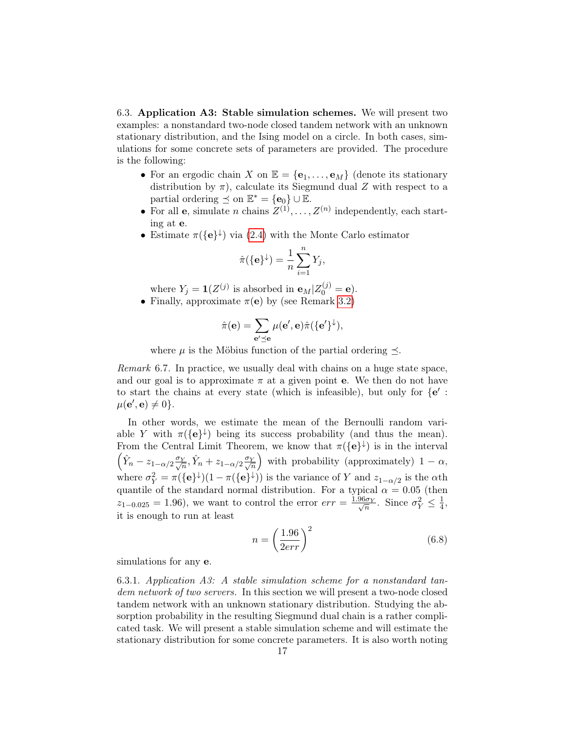6.3. **Application A3: Stable simulation schemes.** We will present two examples: a nonstandard two-node closed tandem network with an unknown stationary distribution, and the Ising model on a circle. In both cases, simulations for some concrete sets of parameters are provided. The procedure is the following:

- For an ergodic chain $X$ on $\mathbb{E} = \{\mathbf{e}_1, \ldots, \mathbf{e}_M\}$ (denote its stationary distribution by $\pi$), calculate its Siegmund dual $Z$ with respect to a partial ordering $\preceq$ on $\mathbb{E}^* = \{\mathbf{e}_0\} \cup \mathbb{E}$.
- For all $\mathbf{e}$, simulate $n$ chains $Z^{(1)}, \ldots, Z^{(n)}$ independently, each starting at $\mathbf{e}$.
- Estimate $\pi(\{\mathbf{e}\}^{\downarrow})$ via (2.4) with the Monte Carlo estimator

$$\hat{\pi}(\{\mathbf{e}\}^{\downarrow}) = \frac{1}{n}\sum_{i=1}^{n} Y_j,$$

  where $Y_j = \mathbf{1}(Z^{(j)} \text{ is absorbed in } \mathbf{e}_M | Z_0^{(j)} = \mathbf{e})$.
- Finally, approximate $\pi(\mathbf{e})$ by (see Remark 3.2)

$$\hat{\pi}(\mathbf{e}) = \sum_{\mathbf{e}' \preceq \mathbf{e}} \mu(\mathbf{e}', \mathbf{e})\hat{\pi}(\{\mathbf{e}'\}^{\downarrow}),$$

  where $\mu$ is the Möbius function of the partial ordering $\preceq$.

*Remark* 6.7. In practice, we usually deal with chains on a huge state space, and our goal is to approximate $\pi$ at a given point $\mathbf{e}$. We then do not have to start the chains at every state (which is infeasible), but only for $\{\mathbf{e}' : \mu(\mathbf{e}', \mathbf{e}) \neq 0\}$.

In other words, we estimate the mean of the Bernoulli random variable $Y$ with $\pi(\{\mathbf{e}\}^{\downarrow})$ being its success probability (and thus the mean). From the Central Limit Theorem, we know that $\pi(\{\mathbf{e}\}^{\downarrow})$ is in the interval $\left(\hat{Y}_n - z_{1-\alpha/2}\frac{\sigma_Y}{\sqrt{n}}, \hat{Y}_n + z_{1-\alpha/2}\frac{\sigma_Y}{\sqrt{n}}\right)$ with probability (approximately) $1-\alpha$, where $\sigma_Y^2 = \pi(\{\mathbf{e}\}^{\downarrow})(1 - \pi(\{\mathbf{e}\}^{\downarrow}))$ is the variance of $Y$ and $z_{1-\alpha/2}$ is the $\alpha$th quantile of the standard normal distribution. For a typical $\alpha = 0.05$ (then $z_{1-0.025} = 1.96$), we want to control the error $err = \frac{1.96\sigma_Y}{\sqrt{n}}$. Since $\sigma_Y^2 \leq \frac{1}{4}$, it is enough to run at least

$$n = \left(\frac{1.96}{2err}\right)^2 \tag{6.8}$$

simulations for any $\mathbf{e}$.

6.3.1. *Application A3: A stable simulation scheme for a nonstandard tandem network of two servers.* In this section we will present a two-node closed tandem network with an unknown stationary distribution. Studying the absorption probability in the resulting Siegmund dual chain is a rather complicated task. We will present a stable simulation scheme and will estimate the stationary distribution for some concrete parameters. It is also worth noting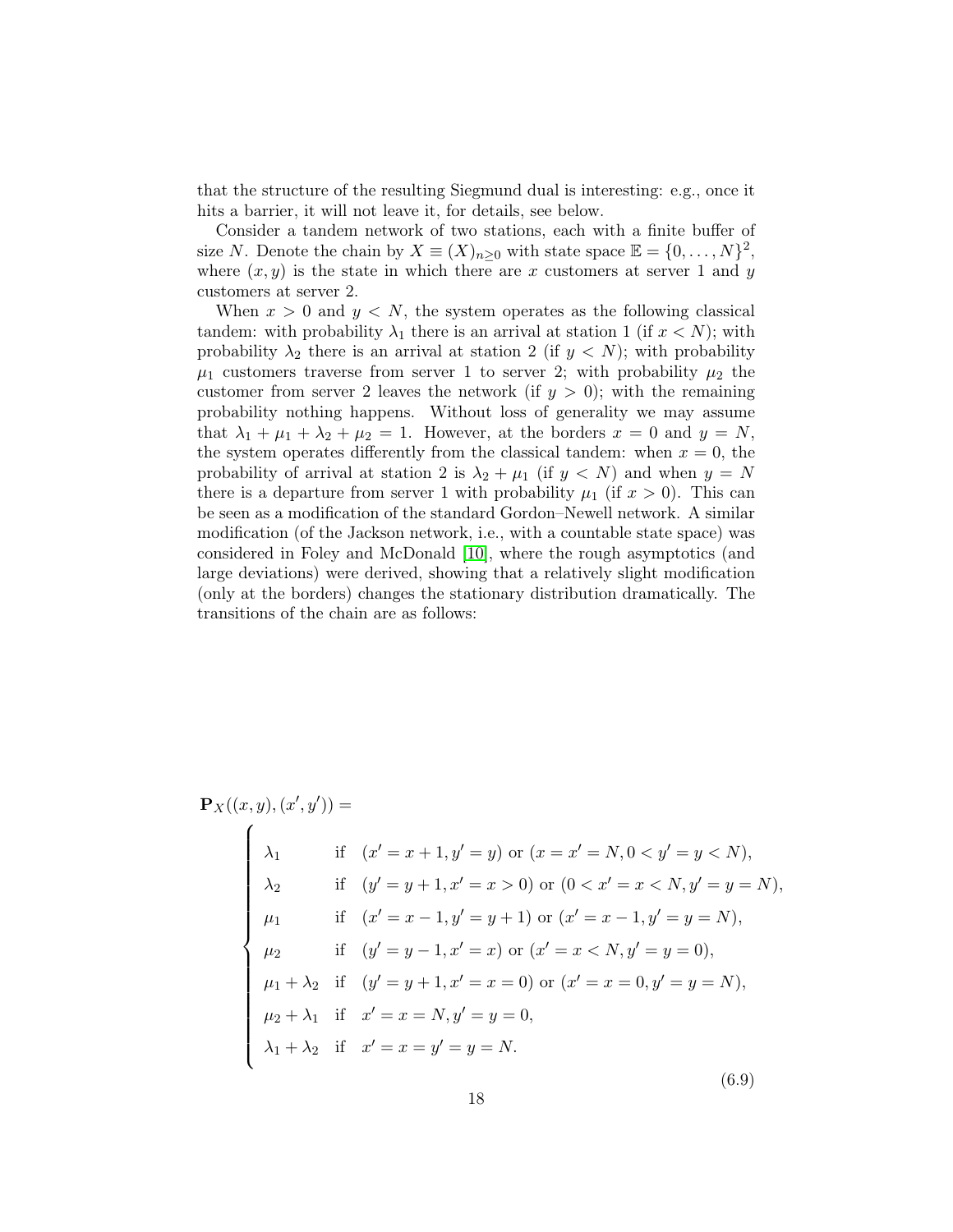that the structure of the resulting Siegmund dual is interesting: e.g., once it hits a barrier, it will not leave it, for details, see below.

Consider a tandem network of two stations, each with a finite buffer of size $N$. Denote the chain by $X \equiv (X)_{n\geq 0}$ with state space $\mathbb{E} = \{0, \ldots, N\}^2$, where $(x, y)$ is the state in which there are $x$ customers at server 1 and $y$ customers at server 2.

When $x > 0$ and $y < N$, the system operates as the following classical tandem: with probability $\lambda_1$ there is an arrival at station 1 (if $x < N$); with probability $\lambda_2$ there is an arrival at station 2 (if $y < N$); with probability $\mu_1$ customers traverse from server 1 to server 2; with probability $\mu_2$ the customer from server 2 leaves the network (if $y > 0$); with the remaining probability nothing happens. Without loss of generality we may assume that $\lambda_1 + \mu_1 + \lambda_2 + \mu_2 = 1$. However, at the borders $x = 0$ and $y = N$, the system operates differently from the classical tandem: when $x = 0$, the probability of arrival at station 2 is $\lambda_2 + \mu_1$ (if $y < N$) and when $y = N$ there is a departure from server 1 with probability $\mu_1$ (if $x > 0$). This can be seen as a modification of the standard Gordon–Newell network. A similar modification (of the Jackson network, i.e., with a countable state space) was considered in Foley and McDonald [10], where the rough asymptotics (and large deviations) were derived, showing that a relatively slight modification (only at the borders) changes the stationary distribution dramatically. The transitions of the chain are as follows:

$$
\mathbf{P}_X((x,y),(x',y')) =
\begin{cases}
\lambda_1 & \text{if} \quad (x' = x+1, y' = y) \text{ or } (x = x' = N, 0 < y' = y < N), \\
\lambda_2 & \text{if} \quad (y' = y+1, x' = x > 0) \text{ or } (0 < x' = x < N, y' = y = N), \\
\mu_1 & \text{if} \quad (x' = x-1, y' = y+1) \text{ or } (x' = x-1, y' = y = N), \\
\mu_2 & \text{if} \quad (y' = y-1, x' = x) \text{ or } (x' = x < N, y' = y = 0), \\
\mu_1 + \lambda_2 & \text{if} \quad (y' = y+1, x' = x = 0) \text{ or } (x' = x = 0, y' = y = N), \\
\mu_2 + \lambda_1 & \text{if} \quad x' = x = N, y' = y = 0, \\
\lambda_1 + \lambda_2 & \text{if} \quad x' = x = y' = y = N.
\end{cases}
\tag{6.9}
$$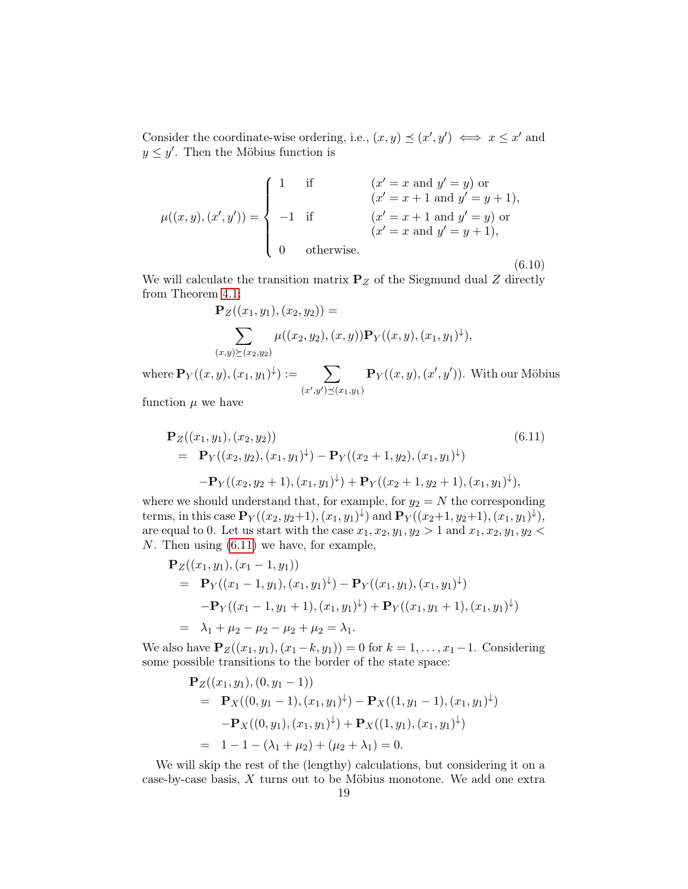Consider the coordinate-wise ordering, i.e., $(x, y) \preceq (x', y') \iff x \leq x'$ and $y \leq y'$. Then the Möbius function is

$$
\mu((x,y),(x',y')) = \begin{cases} 1 & \text{if} \quad (x' = x \text{ and } y' = y) \text{ or} \\ & \phantom{\text{if}} \quad (x' = x+1 \text{ and } y' = y+1), \\ -1 & \text{if} \quad (x' = x+1 \text{ and } y' = y) \text{ or} \\ & \phantom{\text{if}} \quad (x' = x \text{ and } y' = y+1), \\ 0 & \text{otherwise.} \end{cases} \tag{6.10}
$$

We will calculate the transition matrix $\mathbf{P}_Z$ of the Siegmund dual $Z$ directly from Theorem 4.1:

$$
\mathbf{P}_Z((x_1,y_1),(x_2,y_2)) = \sum_{(x,y)\succeq(x_2,y_2)} \mu((x_2,y_2),(x,y))\mathbf{P}_Y((x,y),(x_1,y_1)^{\downarrow}),
$$

where $\mathbf{P}_Y((x,y),(x_1,y_1)^{\downarrow}) := \sum_{(x',y')\preceq(x_1,y_1)} \mathbf{P}_Y((x,y),(x',y'))$. With our Möbius function $\mu$ we have

$$
\begin{aligned}
&\mathbf{P}_Z((x_1,y_1),(x_2,y_2)) \qquad\qquad (6.11)\\
&= \mathbf{P}_Y((x_2,y_2),(x_1,y_1)^{\downarrow}) - \mathbf{P}_Y((x_2+1,y_2),(x_1,y_1)^{\downarrow}) \\
&\quad -\mathbf{P}_Y((x_2,y_2+1),(x_1,y_1)^{\downarrow}) + \mathbf{P}_Y((x_2+1,y_2+1),(x_1,y_1)^{\downarrow}),
\end{aligned}
$$

where we should understand that, for example, for $y_2 = N$ the corresponding terms, in this case $\mathbf{P}_Y((x_2,y_2+1),(x_1,y_1)^{\downarrow})$ and $\mathbf{P}_Y((x_2+1,y_2+1),(x_1,y_1)^{\downarrow})$, are equal to 0. Let us start with the case $x_1, x_2, y_1, y_2 > 1$ and $x_1, x_2, y_1, y_2 < N$. Then using (6.11) we have, for example,

$$
\begin{aligned}
&\mathbf{P}_Z((x_1,y_1),(x_1-1,y_1)) \\
&= \mathbf{P}_Y((x_1-1,y_1),(x_1,y_1)^{\downarrow}) - \mathbf{P}_Y((x_1,y_1),(x_1,y_1)^{\downarrow}) \\
&\quad -\mathbf{P}_Y((x_1-1,y_1+1),(x_1,y_1)^{\downarrow}) + \mathbf{P}_Y((x_1,y_1+1),(x_1,y_1)^{\downarrow}) \\
&= \lambda_1 + \mu_2 - \mu_2 - \mu_2 + \mu_2 = \lambda_1.
\end{aligned}
$$

We also have $\mathbf{P}_Z((x_1,y_1),(x_1-k,y_1)) = 0$ for $k = 1, \ldots, x_1 - 1$. Considering some possible transitions to the border of the state space:

$$
\begin{aligned}
&\mathbf{P}_Z((x_1,y_1),(0,y_1-1)) \\
&= \mathbf{P}_X((0,y_1-1),(x_1,y_1)^{\downarrow}) - \mathbf{P}_X((1,y_1-1),(x_1,y_1)^{\downarrow}) \\
&\quad -\mathbf{P}_X((0,y_1),(x_1,y_1)^{\downarrow}) + \mathbf{P}_X((1,y_1),(x_1,y_1)^{\downarrow}) \\
&= 1 - 1 - (\lambda_1 + \mu_2) + (\mu_2 + \lambda_1) = 0.
\end{aligned}
$$

We will skip the rest of the (lengthy) calculations, but considering it on a case-by-case basis, $X$ turns out to be Möbius monotone. We add one extra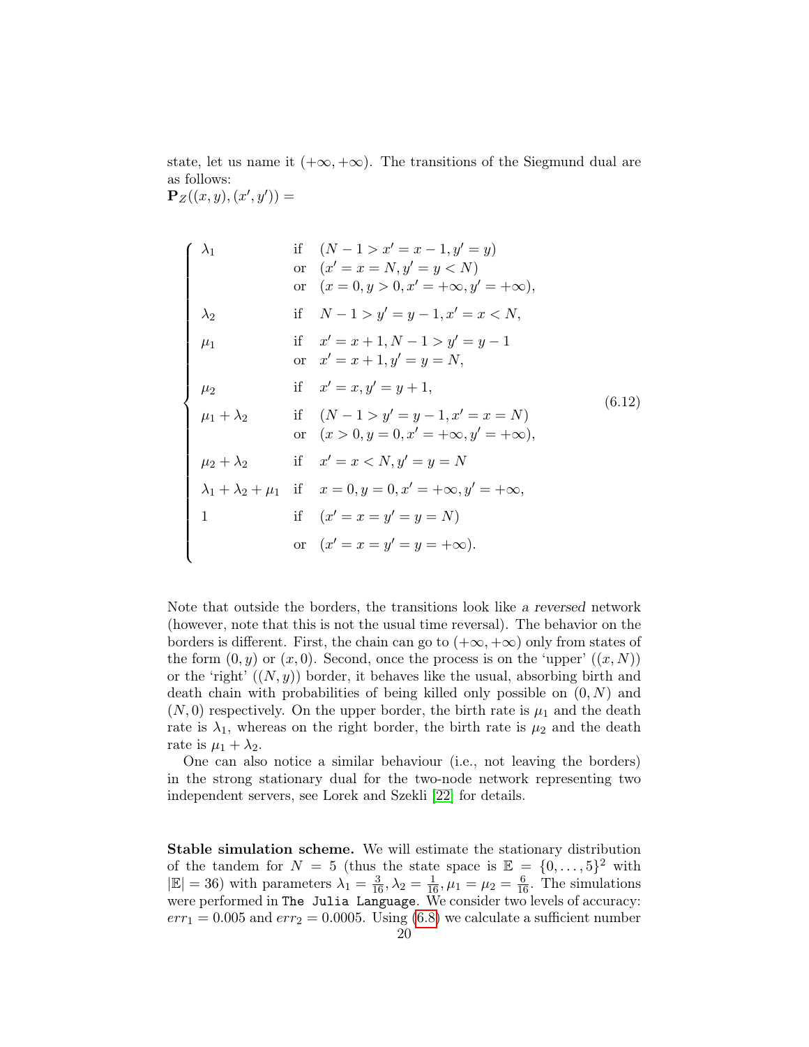state, let us name it $(+\infty, +\infty)$. The transitions of the Siegmund dual are as follows:
$\mathbf{P}_Z((x,y),(x',y')) =$

$$
\begin{cases}
\lambda_1 & \text{if} \quad (N-1 > x' = x-1, y' = y) \\
 & \text{or} \quad (x' = x = N, y' = y < N) \\
 & \text{or} \quad (x = 0, y > 0, x' = +\infty, y' = +\infty), \\
\lambda_2 & \text{if} \quad N-1 > y' = y-1, x' = x < N, \\
\mu_1 & \text{if} \quad x' = x+1, N-1 > y' = y-1 \\
 & \text{or} \quad x' = x+1, y' = y = N, \\
\mu_2 & \text{if} \quad x' = x, y' = y+1, \\
\mu_1 + \lambda_2 & \text{if} \quad (N-1 > y' = y-1, x' = x = N) \\
 & \text{or} \quad (x > 0, y = 0, x' = +\infty, y' = +\infty), \\
\mu_2 + \lambda_2 & \text{if} \quad x' = x < N, y' = y = N \\
\lambda_1 + \lambda_2 + \mu_1 & \text{if} \quad x = 0, y = 0, x' = +\infty, y' = +\infty, \\
1 & \text{if} \quad (x' = x = y' = y = N) \\
 & \text{or} \quad (x' = x = y' = y = +\infty).
\end{cases}
\tag{6.12}
$$

Note that outside the borders, the transitions look like *a reversed* network (however, note that this is not the usual time reversal). The behavior on the borders is different. First, the chain can go to $(+\infty, +\infty)$ only from states of the form $(0, y)$ or $(x, 0)$. Second, once the process is on the 'upper' $((x, N))$ or the 'right' $((N, y))$ border, it behaves like the usual, absorbing birth and death chain with probabilities of being killed only possible on $(0, N)$ and $(N, 0)$ respectively. On the upper border, the birth rate is $\mu_1$ and the death rate is $\lambda_1$, whereas on the right border, the birth rate is $\mu_2$ and the death rate is $\mu_1 + \lambda_2$.

One can also notice a similar behaviour (i.e., not leaving the borders) in the strong stationary dual for the two-node network representing two independent servers, see Lorek and Szekli [22] for details.

**Stable simulation scheme.** We will estimate the stationary distribution of the tandem for $N = 5$ (thus the state space is $\mathbb{E} = \{0, \ldots, 5\}^2$ with $|\mathbb{E}| = 36$) with parameters $\lambda_1 = \frac{3}{16}, \lambda_2 = \frac{1}{16}, \mu_1 = \mu_2 = \frac{6}{16}$. The simulations were performed in `The Julia Language`. We consider two levels of accuracy: $err_1 = 0.005$ and $err_2 = 0.0005$. Using (6.8) we calculate a sufficient number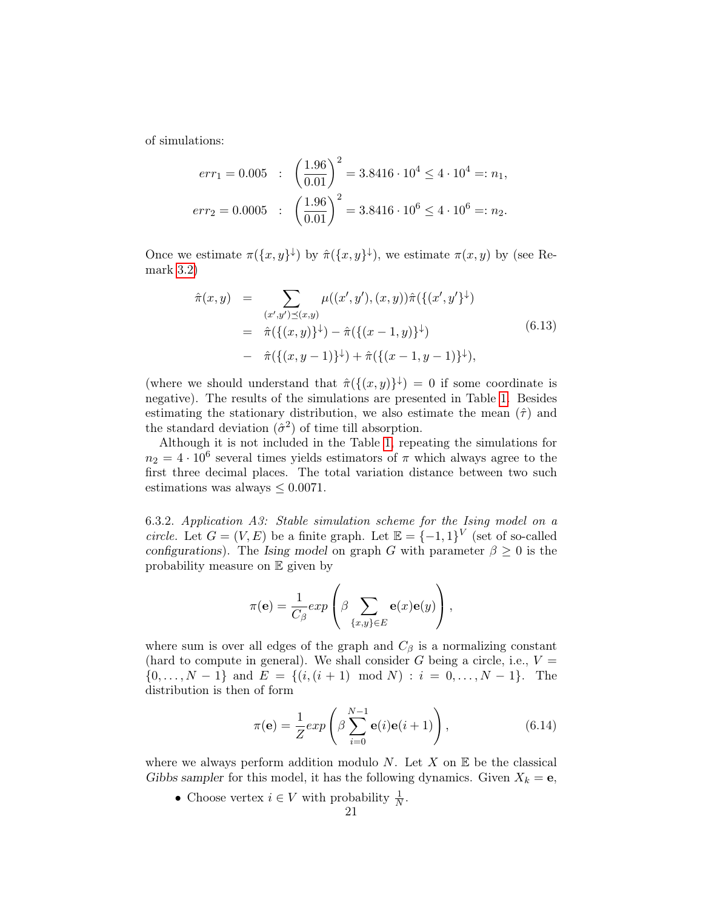of simulations:

$$
\begin{aligned}
err_1 = 0.005 \quad &: \quad \left(\frac{1.96}{0.01}\right)^2 = 3.8416 \cdot 10^4 \leq 4 \cdot 10^4 =: n_1, \\
err_2 = 0.0005 \quad &: \quad \left(\frac{1.96}{0.01}\right)^2 = 3.8416 \cdot 10^6 \leq 4 \cdot 10^6 =: n_2.
\end{aligned}
$$

Once we estimate $\pi(\{x,y\}^{\downarrow})$ by $\hat{\pi}(\{x,y\}^{\downarrow})$, we estimate $\pi(x,y)$ by (see Remark 3.2)

$$
\begin{aligned}
\hat{\pi}(x,y) &= \sum_{(x',y') \preceq (x,y)} \mu((x',y'),(x,y)) \hat{\pi}(\{(x',y'\}^{\downarrow}) \\
&= \hat{\pi}(\{(x,y)\}^{\downarrow}) - \hat{\pi}(\{(x-1,y)\}^{\downarrow}) \\
&- \hat{\pi}(\{(x,y-1)\}^{\downarrow}) + \hat{\pi}(\{(x-1,y-1)\}^{\downarrow}),
\end{aligned}
\tag{6.13}
$$

(where we should understand that $\hat{\pi}(\{(x,y)\}^{\downarrow}) = 0$ if some coordinate is negative). The results of the simulations are presented in Table 1. Besides estimating the stationary distribution, we also estimate the mean ($\hat{\tau}$) and the standard deviation ($\hat{\sigma}^2$) of time till absorption.

Although it is not included in the Table 1, repeating the simulations for $n_2 = 4 \cdot 10^6$ several times yields estimators of $\pi$ which always agree to the first three decimal places. The total variation distance between two such estimations was always $\leq 0.0071$.

6.3.2. *Application A3: Stable simulation scheme for the Ising model on a circle.* Let $G = (V, E)$ be a finite graph. Let $\mathbb{E} = \{-1, 1\}^V$ (set of so-called *configurations*). The *Ising model* on graph $G$ with parameter $\beta \geq 0$ is the probability measure on $\mathbb{E}$ given by

$$
\pi(\mathbf{e}) = \frac{1}{C_\beta} exp\left(\beta \sum_{\{x,y\} \in E} \mathbf{e}(x)\mathbf{e}(y)\right),
$$

where sum is over all edges of the graph and $C_\beta$ is a normalizing constant (hard to compute in general). We shall consider $G$ being a circle, i.e., $V = \{0, \ldots, N-1\}$ and $E = \{(i, (i+1) \mod N) : i = 0, \ldots, N-1\}$. The distribution is then of form

$$
\pi(\mathbf{e}) = \frac{1}{Z} exp\left(\beta \sum_{i=0}^{N-1} \mathbf{e}(i)\mathbf{e}(i+1)\right),
\tag{6.14}
$$

where we always perform addition modulo $N$. Let $X$ on $\mathbb{E}$ be the classical *Gibbs sampler* for this model, it has the following dynamics. Given $X_k = \mathbf{e}$,

- Choose vertex $i \in V$ with probability $\frac{1}{N}$.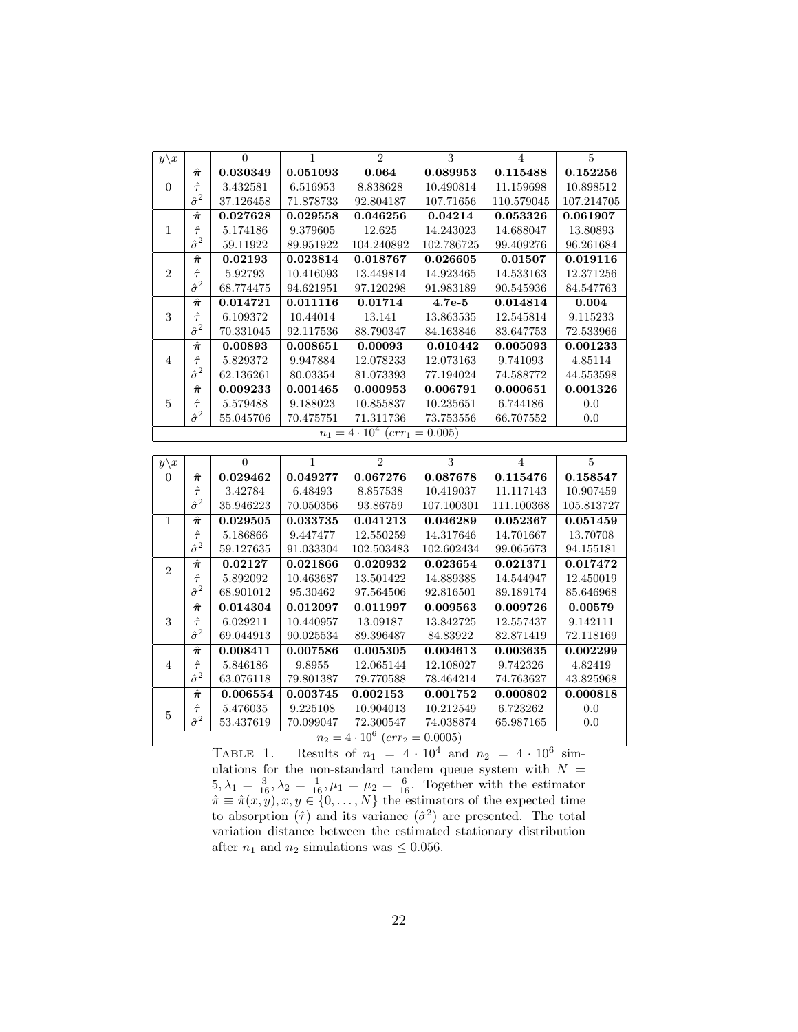| $y\backslash x$ | | 0 | 1 | 2 | 3 | 4 | 5 |
|---|---|---|---|---|---|---|---|
| 0 | $\hat{\boldsymbol{\pi}}$ | **0.030349** | **0.051093** | **0.064** | **0.089953** | **0.115488** | **0.152256** |
| | $\hat{\tau}$ | 3.432581 | 6.516953 | 8.838628 | 10.490814 | 11.159698 | 10.898512 |
| | $\hat{\sigma}^2$ | 37.126458 | 71.878733 | 92.804187 | 107.71656 | 110.579045 | 107.214705 |
| 1 | $\hat{\boldsymbol{\pi}}$ | **0.027628** | **0.029558** | **0.046256** | **0.04214** | **0.053326** | **0.061907** |
| | $\hat{\tau}$ | 5.174186 | 9.379605 | 12.625 | 14.243023 | 14.688047 | 13.80893 |
| | $\hat{\sigma}^2$ | 59.11922 | 89.951922 | 104.240892 | 102.786725 | 99.409276 | 96.261684 |
| 2 | $\hat{\boldsymbol{\pi}}$ | **0.02193** | **0.023814** | **0.018767** | **0.026605** | **0.01507** | **0.019116** |
| | $\hat{\tau}$ | 5.92793 | 10.416093 | 13.449814 | 14.923465 | 14.533163 | 12.371256 |
| | $\hat{\sigma}^2$ | 68.774475 | 94.621951 | 97.120298 | 91.983189 | 90.545936 | 84.547763 |
| 3 | $\hat{\boldsymbol{\pi}}$ | **0.014721** | **0.011116** | **0.01714** | **4.7e-5** | **0.014814** | **0.004** |
| | $\hat{\tau}$ | 6.109372 | 10.44014 | 13.141 | 13.863535 | 12.545814 | 9.115233 |
| | $\hat{\sigma}^2$ | 70.331045 | 92.117536 | 88.790347 | 84.163846 | 83.647753 | 72.533966 |
| 4 | $\hat{\boldsymbol{\pi}}$ | **0.00893** | **0.008651** | **0.00093** | **0.010442** | **0.005093** | **0.001233** |
| | $\hat{\tau}$ | 5.829372 | 9.947884 | 12.078233 | 12.073163 | 9.741093 | 4.85114 |
| | $\hat{\sigma}^2$ | 62.136261 | 80.03354 | 81.073393 | 77.194024 | 74.588772 | 44.553598 |
| 5 | $\hat{\boldsymbol{\pi}}$ | **0.009233** | **0.001465** | **0.000953** | **0.006791** | **0.000651** | **0.001326** |
| | $\hat{\tau}$ | 5.579488 | 9.188023 | 10.855837 | 10.235651 | 6.744186 | 0.0 |
| | $\hat{\sigma}^2$ | 55.045706 | 70.475751 | 71.311736 | 73.753556 | 66.707552 | 0.0 |
| $n_1 = 4 \cdot 10^4$ $(err_1 = 0.005)$ | | | | | | | |

| $y\backslash x$ | | 0 | 1 | 2 | 3 | 4 | 5 |
|---|---|---|---|---|---|---|---|
| 0 | $\hat{\boldsymbol{\pi}}$ | **0.029462** | **0.049277** | **0.067276** | **0.087678** | **0.115476** | **0.158547** |
| | $\hat{\tau}$ | 3.42784 | 6.48493 | 8.857538 | 10.419037 | 11.117143 | 10.907459 |
| | $\hat{\sigma}^2$ | 35.946223 | 70.050356 | 93.86759 | 107.100301 | 111.100368 | 105.813727 |
| 1 | $\hat{\boldsymbol{\pi}}$ | **0.029505** | **0.033735** | **0.041213** | **0.046289** | **0.052367** | **0.051459** |
| | $\hat{\tau}$ | 5.186866 | 9.447477 | 12.550259 | 14.317646 | 14.701667 | 13.70708 |
| | $\hat{\sigma}^2$ | 59.127635 | 91.033304 | 102.503483 | 102.602434 | 99.065673 | 94.155181 |
| 2 | $\hat{\boldsymbol{\pi}}$ | **0.02127** | **0.021866** | **0.020932** | **0.023654** | **0.021371** | **0.017472** |
| | $\hat{\tau}$ | 5.892092 | 10.463687 | 13.501422 | 14.889388 | 14.544947 | 12.450019 |
| | $\hat{\sigma}^2$ | 68.901012 | 95.30462 | 97.564506 | 92.816501 | 89.189174 | 85.646968 |
| 3 | $\hat{\boldsymbol{\pi}}$ | **0.014304** | **0.012097** | **0.011997** | **0.009563** | **0.009726** | **0.00579** |
| | $\hat{\tau}$ | 6.029211 | 10.440957 | 13.09187 | 13.842725 | 12.557437 | 9.142111 |
| | $\hat{\sigma}^2$ | 69.044913 | 90.025534 | 89.396487 | 84.83922 | 82.871419 | 72.118169 |
| 4 | $\hat{\boldsymbol{\pi}}$ | **0.008411** | **0.007586** | **0.005305** | **0.004613** | **0.003635** | **0.002299** |
| | $\hat{\tau}$ | 5.846186 | 9.8955 | 12.065144 | 12.108027 | 9.742326 | 4.82419 |
| | $\hat{\sigma}^2$ | 63.076118 | 79.801387 | 79.770588 | 78.464214 | 74.763627 | 43.825968 |
| 5 | $\hat{\boldsymbol{\pi}}$ | **0.006554** | **0.003745** | **0.002153** | **0.001752** | **0.000802** | **0.000818** |
| | $\hat{\tau}$ | 5.476035 | 9.225108 | 10.904013 | 10.212549 | 6.723262 | 0.0 |
| | $\hat{\sigma}^2$ | 53.437619 | 70.099047 | 72.300547 | 74.038874 | 65.987165 | 0.0 |
| $n_2 = 4 \cdot 10^6$ $(err_2 = 0.0005)$ | | | | | | | |

TABLE 1. Results of $n_1 = 4 \cdot 10^4$ and $n_2 = 4 \cdot 10^6$ simulations for the non-standard tandem queue system with $N = 5, \lambda_1 = \frac{3}{16}, \lambda_2 = \frac{1}{16}, \mu_1 = \mu_2 = \frac{6}{16}$. Together with the estimator $\hat{\pi} \equiv \hat{\pi}(x, y), x, y \in \{0, \ldots, N\}$ the estimators of the expected time to absorption ($\hat{\tau}$) and its variance ($\hat{\sigma}^2$) are presented. The total variation distance between the estimated stationary distribution after $n_1$ and $n_2$ simulations was $\leq 0.056$.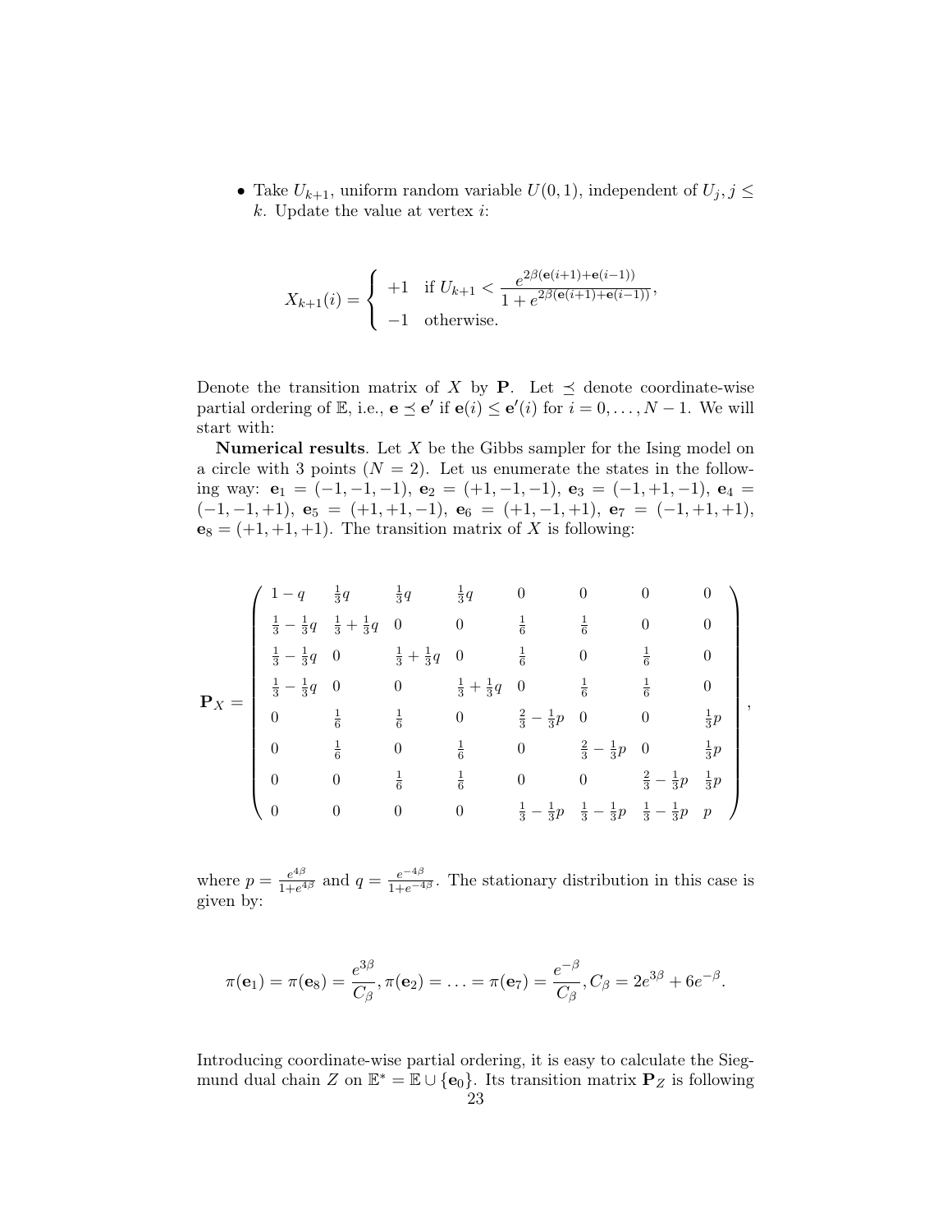- Take $U_{k+1}$, uniform random variable $U(0,1)$, independent of $U_j, j \leq k$. Update the value at vertex $i$:

$$X_{k+1}(i) = \begin{cases} +1 & \text{if } U_{k+1} < \dfrac{e^{2\beta(\mathbf{e}(i+1)+\mathbf{e}(i-1))}}{1+e^{2\beta(\mathbf{e}(i+1)+\mathbf{e}(i-1))}}, \\ -1 & \text{otherwise.} \end{cases}$$

Denote the transition matrix of $X$ by $\mathbf{P}$. Let $\preceq$ denote coordinate-wise partial ordering of $\mathbb{E}$, i.e., $\mathbf{e} \preceq \mathbf{e}'$ if $\mathbf{e}(i) \leq \mathbf{e}'(i)$ for $i = 0, \ldots, N-1$. We will start with:

**Numerical results**. Let $X$ be the Gibbs sampler for the Ising model on a circle with 3 points ($N = 2$). Let us enumerate the states in the following way: $\mathbf{e}_1 = (-1,-1,-1)$, $\mathbf{e}_2 = (+1,-1,-1)$, $\mathbf{e}_3 = (-1,+1,-1)$, $\mathbf{e}_4 = (-1,-1,+1)$, $\mathbf{e}_5 = (+1,+1,-1)$, $\mathbf{e}_6 = (+1,-1,+1)$, $\mathbf{e}_7 = (-1,+1,+1)$, $\mathbf{e}_8 = (+1,+1,+1)$. The transition matrix of $X$ is following:

$$\mathbf{P}_X = \begin{pmatrix}
1-q & \frac{1}{3}q & \frac{1}{3}q & \frac{1}{3}q & 0 & 0 & 0 & 0 \\
\frac{1}{3}-\frac{1}{3}q & \frac{1}{3}+\frac{1}{3}q & 0 & 0 & \frac{1}{6} & \frac{1}{6} & 0 & 0 \\
\frac{1}{3}-\frac{1}{3}q & 0 & \frac{1}{3}+\frac{1}{3}q & 0 & \frac{1}{6} & 0 & \frac{1}{6} & 0 \\
\frac{1}{3}-\frac{1}{3}q & 0 & 0 & \frac{1}{3}+\frac{1}{3}q & 0 & \frac{1}{6} & \frac{1}{6} & 0 \\
0 & \frac{1}{6} & \frac{1}{6} & 0 & \frac{2}{3}-\frac{1}{3}p & 0 & 0 & \frac{1}{3}p \\
0 & \frac{1}{6} & 0 & \frac{1}{6} & 0 & \frac{2}{3}-\frac{1}{3}p & 0 & \frac{1}{3}p \\
0 & 0 & \frac{1}{6} & \frac{1}{6} & 0 & 0 & \frac{2}{3}-\frac{1}{3}p & \frac{1}{3}p \\
0 & 0 & 0 & 0 & \frac{1}{3}-\frac{1}{3}p & \frac{1}{3}-\frac{1}{3}p & \frac{1}{3}-\frac{1}{3}p & p
\end{pmatrix},$$

where $p = \frac{e^{4\beta}}{1+e^{4\beta}}$ and $q = \frac{e^{-4\beta}}{1+e^{-4\beta}}$. The stationary distribution in this case is given by:

$$\pi(\mathbf{e}_1) = \pi(\mathbf{e}_8) = \frac{e^{3\beta}}{C_\beta}, \pi(\mathbf{e}_2) = \ldots = \pi(\mathbf{e}_7) = \frac{e^{-\beta}}{C_\beta}, C_\beta = 2e^{3\beta} + 6e^{-\beta}.$$

Introducing coordinate-wise partial ordering, it is easy to calculate the Siegmund dual chain $Z$ on $\mathbb{E}^* = \mathbb{E} \cup \{\mathbf{e}_0\}$. Its transition matrix $\mathbf{P}_Z$ is following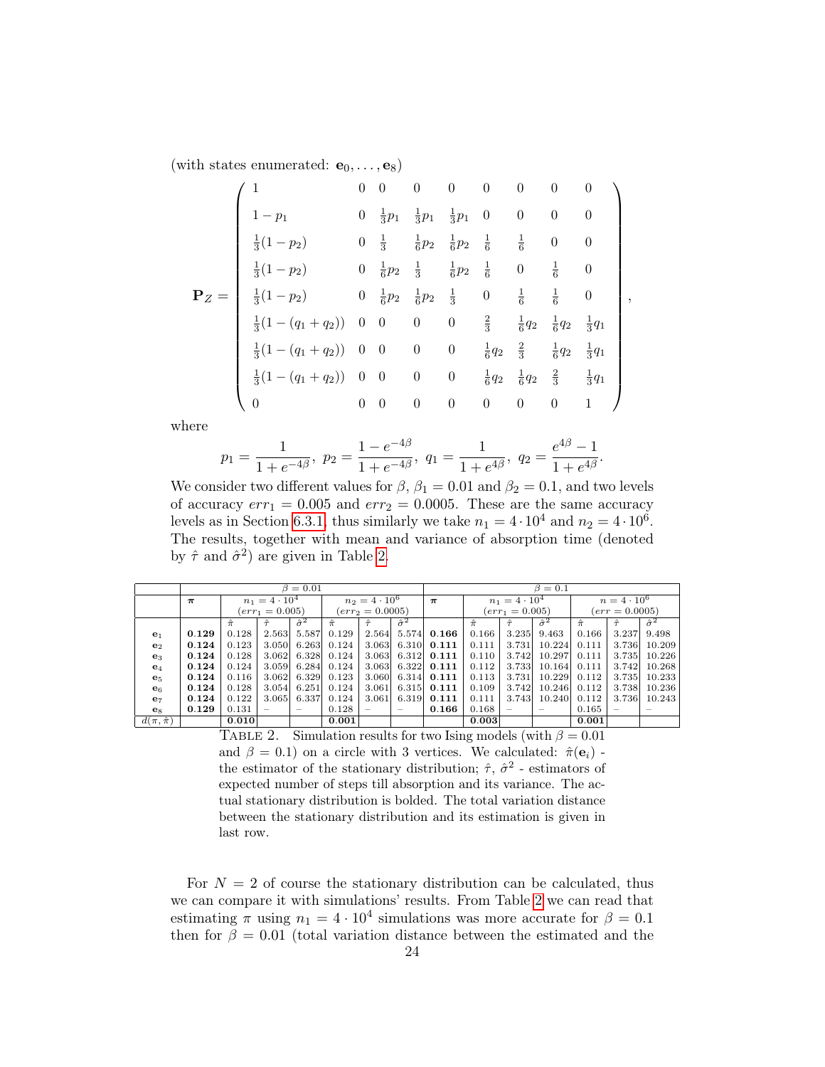(with states enumerated: $\mathbf{e}_0, \ldots, \mathbf{e}_8$)

$$
\mathbf{P}_Z = \begin{pmatrix}
1 & 0 & 0 & 0 & 0 & 0 & 0 & 0 & 0 \\
1-p_1 & 0 & \frac{1}{3}p_1 & \frac{1}{3}p_1 & \frac{1}{3}p_1 & 0 & 0 & 0 & 0 \\
\frac{1}{3}(1-p_2) & 0 & \frac{1}{3} & \frac{1}{6}p_2 & \frac{1}{6}p_2 & \frac{1}{6} & \frac{1}{6} & 0 & 0 \\
\frac{1}{3}(1-p_2) & 0 & \frac{1}{6}p_2 & \frac{1}{3} & \frac{1}{6}p_2 & \frac{1}{6} & 0 & \frac{1}{6} & 0 \\
\frac{1}{3}(1-p_2) & 0 & \frac{1}{6}p_2 & \frac{1}{6}p_2 & \frac{1}{3} & 0 & \frac{1}{6} & \frac{1}{6} & 0 \\
\frac{1}{3}(1-(q_1+q_2)) & 0 & 0 & 0 & 0 & \frac{2}{3} & \frac{1}{6}q_2 & \frac{1}{6}q_2 & \frac{1}{3}q_1 \\
\frac{1}{3}(1-(q_1+q_2)) & 0 & 0 & 0 & 0 & \frac{1}{6}q_2 & \frac{2}{3} & \frac{1}{6}q_2 & \frac{1}{3}q_1 \\
\frac{1}{3}(1-(q_1+q_2)) & 0 & 0 & 0 & 0 & \frac{1}{6}q_2 & \frac{1}{6}q_2 & \frac{2}{3} & \frac{1}{3}q_1 \\
0 & 0 & 0 & 0 & 0 & 0 & 0 & 0 & 1
\end{pmatrix},
$$

where

$$
p_1 = \frac{1}{1+e^{-4\beta}},\ p_2 = \frac{1-e^{-4\beta}}{1+e^{-4\beta}},\ q_1 = \frac{1}{1+e^{4\beta}},\ q_2 = \frac{e^{4\beta}-1}{1+e^{4\beta}}.
$$

We consider two different values for $\beta$, $\beta_1 = 0.01$ and $\beta_2 = 0.1$, and two levels of accuracy $err_1 = 0.005$ and $err_2 = 0.0005$. These are the same accuracy levels as in Section 6.3.1, thus similarly we take $n_1 = 4 \cdot 10^4$ and $n_2 = 4 \cdot 10^6$. The results, together with mean and variance of absorption time (denoted by $\hat{\tau}$ and $\hat{\sigma}^2$) are given in Table 2.

| | $\beta = 0.01$ | | | | | | | $\beta = 0.1$ | | | | | | |
|---|---|---|---|---|---|---|---|---|---|---|---|---|---|---|
| | $\boldsymbol{\pi}$ | $n_1 = 4 \cdot 10^4$ ($err_1 = 0.005$) | | | $n_2 = 4 \cdot 10^6$ ($err_2 = 0.0005$) | | | $\boldsymbol{\pi}$ | $n_1 = 4 \cdot 10^4$ ($err_1 = 0.005$) | | | $n = 4 \cdot 10^6$ ($err = 0.0005$) | | |
| | | $\hat{\pi}$ | $\hat{\tau}$ | $\hat{\sigma}^2$ | $\hat{\pi}$ | $\hat{\tau}$ | $\hat{\sigma}^2$ | | $\hat{\pi}$ | $\hat{\tau}$ | $\hat{\sigma}^2$ | $\hat{\pi}$ | $\hat{\tau}$ | $\hat{\sigma}^2$ |
| $\mathbf{e}_1$ | **0.129** | 0.128 | 2.563 | 5.587 | 0.129 | 2.564 | 5.574 | **0.166** | 0.166 | 3.235 | 9.463 | 0.166 | 3.237 | 9.498 |
| $\mathbf{e}_2$ | **0.124** | 0.123 | 3.050 | 6.263 | 0.124 | 3.063 | 6.310 | **0.111** | 0.111 | 3.731 | 10.224 | 0.111 | 3.736 | 10.209 |
| $\mathbf{e}_3$ | **0.124** | 0.128 | 3.062 | 6.328 | 0.124 | 3.063 | 6.312 | **0.111** | 0.110 | 3.742 | 10.297 | 0.111 | 3.735 | 10.226 |
| $\mathbf{e}_4$ | **0.124** | 0.124 | 3.059 | 6.284 | 0.124 | 3.063 | 6.322 | **0.111** | 0.112 | 3.733 | 10.164 | 0.111 | 3.742 | 10.268 |
| $\mathbf{e}_5$ | **0.124** | 0.116 | 3.062 | 6.329 | 0.123 | 3.060 | 6.314 | **0.111** | 0.113 | 3.731 | 10.229 | 0.112 | 3.735 | 10.233 |
| $\mathbf{e}_6$ | **0.124** | 0.128 | 3.054 | 6.251 | 0.124 | 3.061 | 6.315 | **0.111** | 0.109 | 3.742 | 10.246 | 0.112 | 3.738 | 10.236 |
| $\mathbf{e}_7$ | **0.124** | 0.122 | 3.065 | 6.337 | 0.124 | 3.061 | 6.319 | **0.111** | 0.111 | 3.743 | 10.240 | 0.112 | 3.736 | 10.243 |
| $\mathbf{e}_8$ | **0.129** | 0.131 | – | – | 0.128 | – | – | **0.166** | 0.168 | – | – | 0.165 | – | – |
| $d(\pi, \hat{\pi})$ | | **0.010** | | | **0.001** | | | | **0.003** | | | **0.001** | | |

TABLE 2. Simulation results for two Ising models (with $\beta = 0.01$ and $\beta = 0.1$) on a circle with 3 vertices. We calculated: $\hat{\pi}(\mathbf{e}_i)$ - the estimator of the stationary distribution; $\hat{\tau}$, $\hat{\sigma}^2$ - estimators of expected number of steps till absorption and its variance. The actual stationary distribution is bolded. The total variation distance between the stationary distribution and its estimation is given in last row.

For $N = 2$ of course the stationary distribution can be calculated, thus we can compare it with simulations' results. From Table 2 we can read that estimating $\pi$ using $n_1 = 4 \cdot 10^4$ simulations was more accurate for $\beta = 0.1$ then for $\beta = 0.01$ (total variation distance between the estimated and the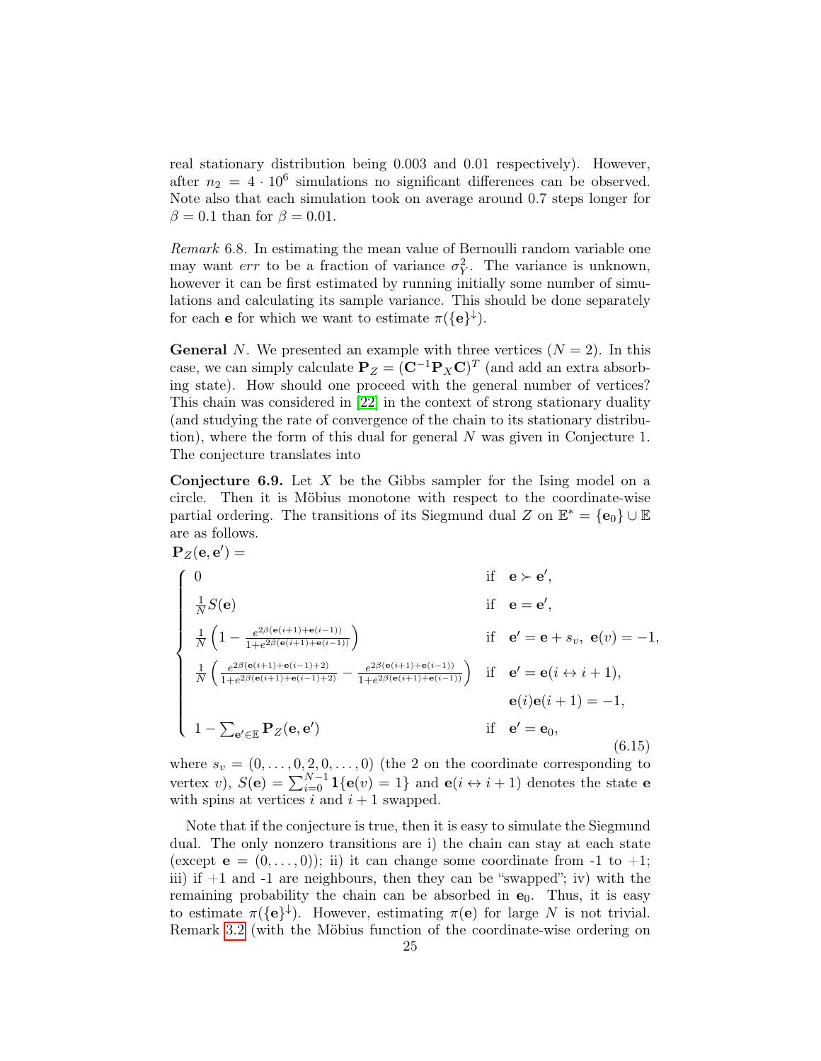real stationary distribution being 0.003 and 0.01 respectively). However, after $n_2 = 4 \cdot 10^6$ simulations no significant differences can be observed. Note also that each simulation took on average around 0.7 steps longer for $\beta = 0.1$ than for $\beta = 0.01$.

*Remark* 6.8. In estimating the mean value of Bernoulli random variable one may want $err$ to be a fraction of variance $\sigma_Y^2$. The variance is unknown, however it can be first estimated by running initially some number of simulations and calculating its sample variance. This should be done separately for each $\mathbf{e}$ for which we want to estimate $\pi(\{\mathbf{e}\}^{\downarrow})$.

**General** $N$. We presented an example with three vertices ($N = 2$). In this case, we can simply calculate $\mathbf{P}_Z = (\mathbf{C}^{-1}\mathbf{P}_X\mathbf{C})^T$ (and add an extra absorbing state). How should one proceed with the general number of vertices? This chain was considered in [22] in the context of strong stationary duality (and studying the rate of convergence of the chain to its stationary distribution), where the form of this dual for general $N$ was given in Conjecture 1. The conjecture translates into

**Conjecture 6.9.** *Let $X$ be the Gibbs sampler for the Ising model on a circle. Then it is Möbius monotone with respect to the coordinate-wise partial ordering. The transitions of its Siegmund dual $Z$ on $\mathbb{E}^* = \{\mathbf{e}_0\} \cup \mathbb{E}$ are as follows.*

$$
\mathbf{P}_Z(\mathbf{e}, \mathbf{e}') =
\begin{cases}
0 & \text{if } \ \mathbf{e} \succ \mathbf{e}', \\
\frac{1}{N} S(\mathbf{e}) & \text{if } \ \mathbf{e} = \mathbf{e}', \\
\frac{1}{N}\left(1 - \frac{e^{2\beta(\mathbf{e}(i+1)+\mathbf{e}(i-1))}}{1+e^{2\beta(\mathbf{e}(i+1)+\mathbf{e}(i-1))}}\right) & \text{if } \ \mathbf{e}' = \mathbf{e} + s_v, \ \mathbf{e}(v) = -1, \\
\frac{1}{N}\left(\frac{e^{2\beta(\mathbf{e}(i+1)+\mathbf{e}(i-1)+2)}}{1+e^{2\beta(\mathbf{e}(i+1)+\mathbf{e}(i-1)+2)}} - \frac{e^{2\beta(\mathbf{e}(i+1)+\mathbf{e}(i-1))}}{1+e^{2\beta(\mathbf{e}(i+1)+\mathbf{e}(i-1))}}\right) & \text{if } \ \mathbf{e}' = \mathbf{e}(i \leftrightarrow i+1), \\
& \quad \ \ \mathbf{e}(i)\mathbf{e}(i+1) = -1, \\
1 - \sum_{\mathbf{e}' \in \mathbb{E}} \mathbf{P}_Z(\mathbf{e}, \mathbf{e}') & \text{if } \ \mathbf{e}' = \mathbf{e}_0,
\end{cases}
\tag{6.15}
$$

*where $s_v = (0, \ldots, 0, 2, 0, \ldots, 0)$ (the 2 on the coordinate corresponding to vertex $v$), $S(\mathbf{e}) = \sum_{i=0}^{N-1} \mathbf{1}\{\mathbf{e}(v) = 1\}$ and $\mathbf{e}(i \leftrightarrow i+1)$ denotes the state $\mathbf{e}$ with spins at vertices $i$ and $i+1$ swapped.*

Note that if the conjecture is true, then it is easy to simulate the Siegmund dual. The only nonzero transitions are i) the chain can stay at each state (except $\mathbf{e} = (0, \ldots, 0)$); ii) it can change some coordinate from -1 to +1; iii) if +1 and -1 are neighbours, then they can be "swapped"; iv) with the remaining probability the chain can be absorbed in $\mathbf{e}_0$. Thus, it is easy to estimate $\pi(\{\mathbf{e}\}^{\downarrow})$. However, estimating $\pi(\mathbf{e})$ for large $N$ is not trivial. Remark 3.2 (with the Möbius function of the coordinate-wise ordering on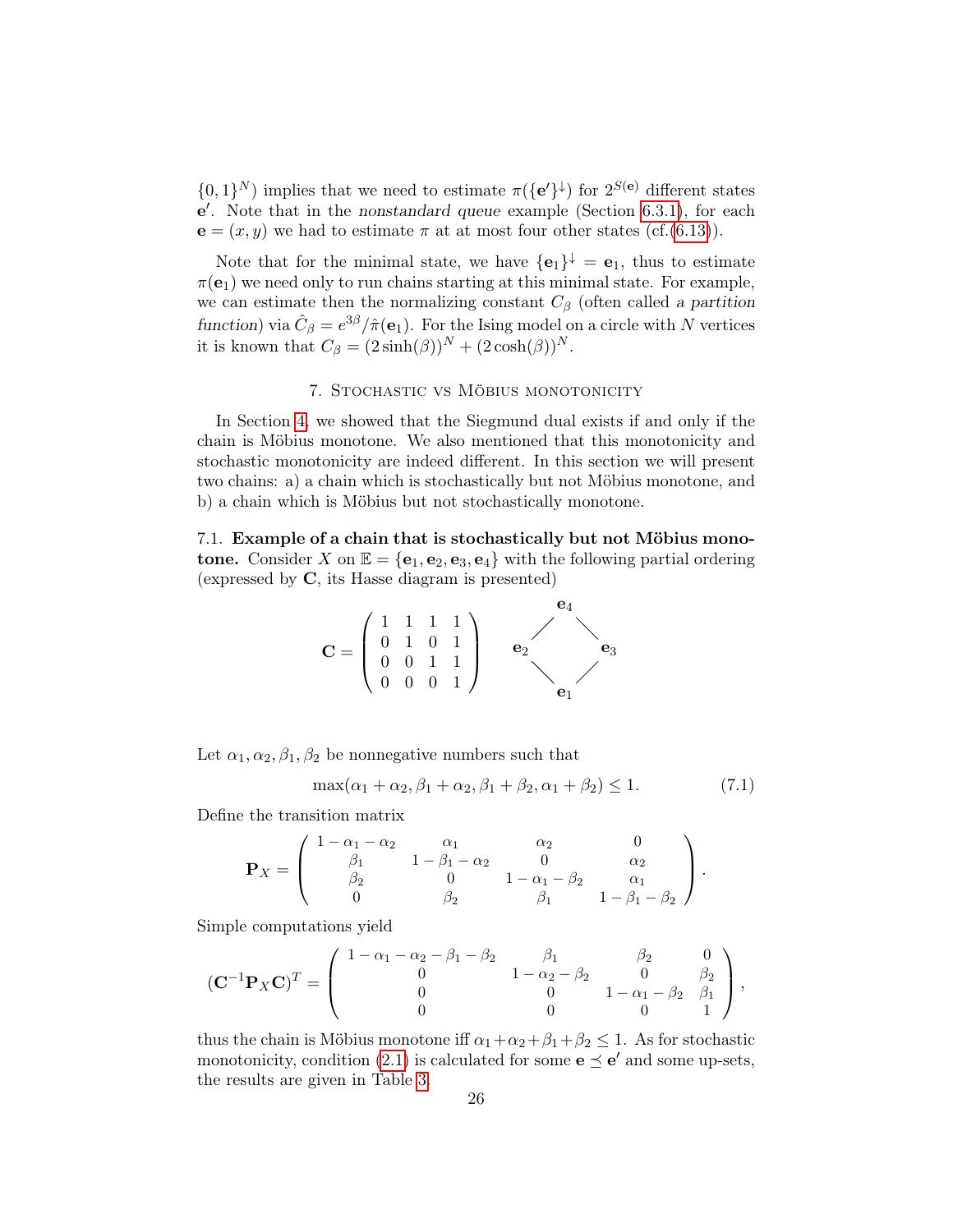$\{0,1\}^N$) implies that we need to estimate $\pi(\{\mathbf{e}'\}^\downarrow)$ for $2^{S(\mathbf{e})}$ different states $\mathbf{e}'$. Note that in the *nonstandard queue* example (Section 6.3.1), for each $\mathbf{e} = (x, y)$ we had to estimate $\pi$ at at most four other states (cf.(6.13)).

Note that for the minimal state, we have $\{\mathbf{e}_1\}^\downarrow = \mathbf{e}_1$, thus to estimate $\pi(\mathbf{e}_1)$ we need only to run chains starting at this minimal state. For example, we can estimate then the normalizing constant $C_\beta$ (often called *a partition function*) via $\hat{C}_\beta = e^{3\beta}/\hat{\pi}(\mathbf{e}_1)$. For the Ising model on a circle with $N$ vertices it is known that $C_\beta = (2\sinh(\beta))^N + (2\cosh(\beta))^N$.

## 7. Stochastic vs Möbius monotonicity

In Section 4, we showed that the Siegmund dual exists if and only if the chain is Möbius monotone. We also mentioned that this monotonicity and stochastic monotonicity are indeed different. In this section we will present two chains: a) a chain which is stochastically but not Möbius monotone, and b) a chain which is Möbius but not stochastically monotone.

### 7.1. Example of a chain that is stochastically but not Möbius monotone.

Consider $X$ on $\mathbb{E} = \{\mathbf{e}_1, \mathbf{e}_2, \mathbf{e}_3, \mathbf{e}_4\}$ with the following partial ordering (expressed by $\mathbf{C}$, its Hasse diagram is presented)

$$\mathbf{C} = \begin{pmatrix} 1 & 1 & 1 & 1 \\ 0 & 1 & 0 & 1 \\ 0 & 0 & 1 & 1 \\ 0 & 0 & 0 & 1 \end{pmatrix}$$

Hasse diagram: $\mathbf{e}_1$ at the bottom, $\mathbf{e}_2$ and $\mathbf{e}_3$ above $\mathbf{e}_1$, $\mathbf{e}_4$ at the top above $\mathbf{e}_2$ and $\mathbf{e}_3$.

Let $\alpha_1, \alpha_2, \beta_1, \beta_2$ be nonnegative numbers such that

$$\max(\alpha_1 + \alpha_2, \beta_1 + \alpha_2, \beta_1 + \beta_2, \alpha_1 + \beta_2) \le 1. \tag{7.1}$$

Define the transition matrix

$$\mathbf{P}_X = \begin{pmatrix} 1-\alpha_1-\alpha_2 & \alpha_1 & \alpha_2 & 0 \\ \beta_1 & 1-\beta_1-\alpha_2 & 0 & \alpha_2 \\ \beta_2 & 0 & 1-\alpha_1-\beta_2 & \alpha_1 \\ 0 & \beta_2 & \beta_1 & 1-\beta_1-\beta_2 \end{pmatrix}.$$

Simple computations yield

$$(\mathbf{C}^{-1}\mathbf{P}_X\mathbf{C})^T = \begin{pmatrix} 1-\alpha_1-\alpha_2-\beta_1-\beta_2 & \beta_1 & \beta_2 & 0 \\ 0 & 1-\alpha_2-\beta_2 & 0 & \beta_2 \\ 0 & 0 & 1-\alpha_1-\beta_2 & \beta_1 \\ 0 & 0 & 0 & 1 \end{pmatrix},$$

thus the chain is Möbius monotone iff $\alpha_1+\alpha_2+\beta_1+\beta_2 \le 1$. As for stochastic monotonicity, condition (2.1) is calculated for some $\mathbf{e} \preceq \mathbf{e}'$ and some up-sets, the results are given in Table 3.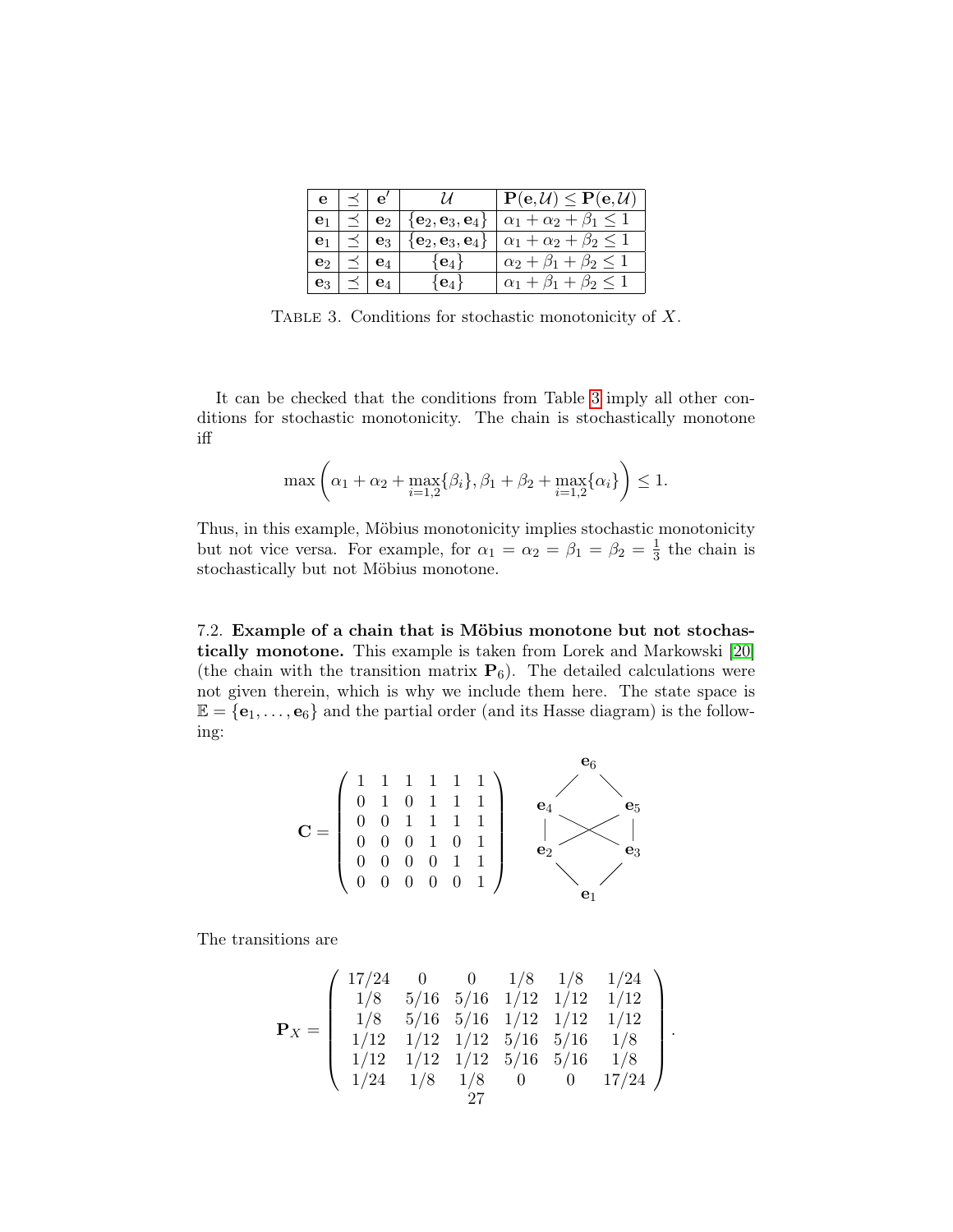| $\mathbf{e}$ | $\preceq$ | $\mathbf{e}'$ | $\mathcal{U}$ | $\mathbf{P}(\mathbf{e},\mathcal{U}) \leq \mathbf{P}(\mathbf{e},\mathcal{U})$ |
|---|---|---|---|---|
| $\mathbf{e}_1$ | $\preceq$ | $\mathbf{e}_2$ | $\{\mathbf{e}_2,\mathbf{e}_3,\mathbf{e}_4\}$ | $\alpha_1+\alpha_2+\beta_1 \leq 1$ |
| $\mathbf{e}_1$ | $\preceq$ | $\mathbf{e}_3$ | $\{\mathbf{e}_2,\mathbf{e}_3,\mathbf{e}_4\}$ | $\alpha_1+\alpha_2+\beta_2 \leq 1$ |
| $\mathbf{e}_2$ | $\preceq$ | $\mathbf{e}_4$ | $\{\mathbf{e}_4\}$ | $\alpha_2+\beta_1+\beta_2 \leq 1$ |
| $\mathbf{e}_3$ | $\preceq$ | $\mathbf{e}_4$ | $\{\mathbf{e}_4\}$ | $\alpha_1+\beta_1+\beta_2 \leq 1$ |

TABLE 3. Conditions for stochastic monotonicity of $X$.

It can be checked that the conditions from Table 3 imply all other conditions for stochastic monotonicity. The chain is stochastically monotone iff

$$\max\left(\alpha_1+\alpha_2+\max_{i=1,2}\{\beta_i\},\beta_1+\beta_2+\max_{i=1,2}\{\alpha_i\}\right) \leq 1.$$

Thus, in this example, Möbius monotonicity implies stochastic monotonicity but not vice versa. For example, for $\alpha_1=\alpha_2=\beta_1=\beta_2=\frac{1}{3}$ the chain is stochastically but not Möbius monotone.

7.2. **Example of a chain that is Möbius monotone but not stochastically monotone.** This example is taken from Lorek and Markowski [20] (the chain with the transition matrix $\mathbf{P}_6$). The detailed calculations were not given therein, which is why we include them here. The state space is $\mathbb{E}=\{\mathbf{e}_1,\ldots,\mathbf{e}_6\}$ and the partial order (and its Hasse diagram) is the following:

$$\mathbf{C}=\begin{pmatrix} 1 & 1 & 1 & 1 & 1 & 1 \\ 0 & 1 & 0 & 1 & 1 & 1 \\ 0 & 0 & 1 & 1 & 1 & 1 \\ 0 & 0 & 0 & 1 & 0 & 1 \\ 0 & 0 & 0 & 0 & 1 & 1 \\ 0 & 0 & 0 & 0 & 0 & 1 \end{pmatrix}$$

The transitions are

$$\mathbf{P}_X=\begin{pmatrix} 17/24 & 0 & 0 & 1/8 & 1/8 & 1/24 \\ 1/8 & 5/16 & 5/16 & 1/12 & 1/12 & 1/12 \\ 1/8 & 5/16 & 5/16 & 1/12 & 1/12 & 1/12 \\ 1/12 & 1/12 & 1/12 & 5/16 & 5/16 & 1/8 \\ 1/12 & 1/12 & 1/12 & 5/16 & 5/16 & 1/8 \\ 1/24 & 1/8 & 1/8 & 0 & 0 & 17/24 \end{pmatrix}.$$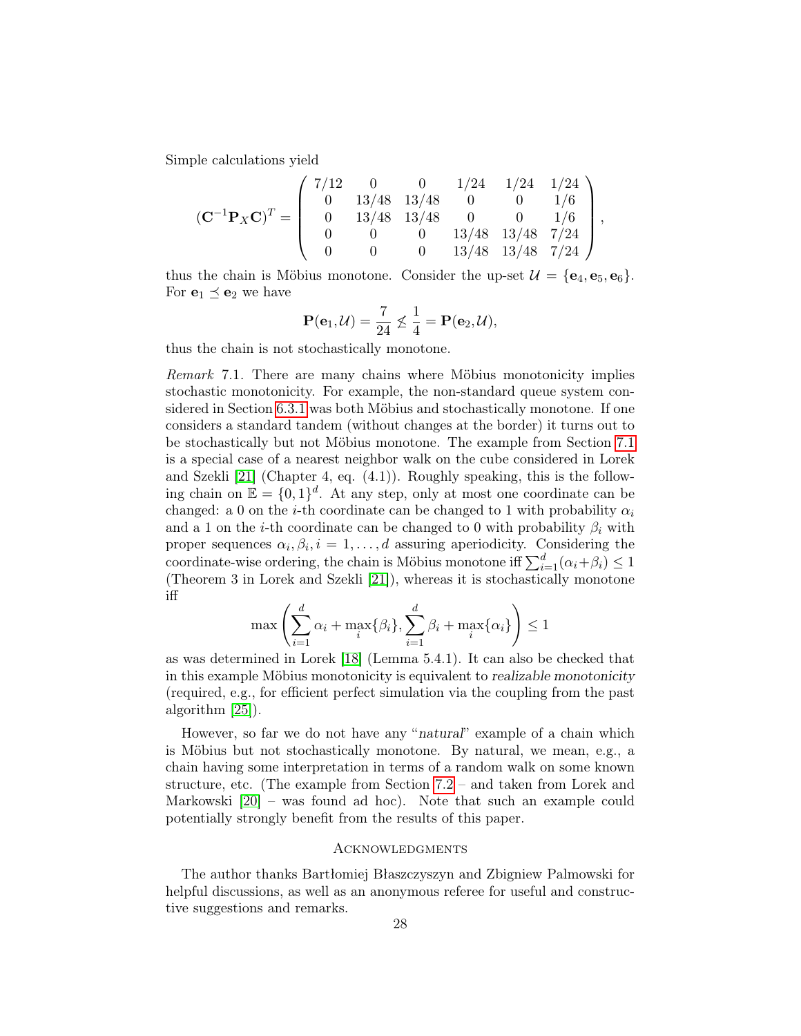Simple calculations yield

$$
(\mathbf{C}^{-1}\mathbf{P}_X\mathbf{C})^T = \begin{pmatrix} 7/12 & 0 & 0 & 1/24 & 1/24 & 1/24 \\ 0 & 13/48 & 13/48 & 0 & 0 & 1/6 \\ 0 & 13/48 & 13/48 & 0 & 0 & 1/6 \\ 0 & 0 & 0 & 13/48 & 13/48 & 7/24 \\ 0 & 0 & 0 & 13/48 & 13/48 & 7/24 \end{pmatrix},
$$

thus the chain is Möbius monotone. Consider the up-set $\mathcal{U} = \{\mathbf{e}_4, \mathbf{e}_5, \mathbf{e}_6\}$. For $\mathbf{e}_1 \preceq \mathbf{e}_2$ we have

$$
\mathbf{P}(\mathbf{e}_1, \mathcal{U}) = \frac{7}{24} \not\leq \frac{1}{4} = \mathbf{P}(\mathbf{e}_2, \mathcal{U}),
$$

thus the chain is not stochastically monotone.

*Remark* 7.1. There are many chains where Möbius monotonicity implies stochastic monotonicity. For example, the non-standard queue system considered in Section 6.3.1 was both Möbius and stochastically monotone. If one considers a standard tandem (without changes at the border) it turns out to be stochastically but not Möbius monotone. The example from Section 7.1 is a special case of a nearest neighbor walk on the cube considered in Lorek and Szekli [21] (Chapter 4, eq. (4.1)). Roughly speaking, this is the following chain on $\mathbb{E} = \{0,1\}^d$. At any step, only at most one coordinate can be changed: a 0 on the $i$-th coordinate can be changed to 1 with probability $\alpha_i$ and a 1 on the $i$-th coordinate can be changed to 0 with probability $\beta_i$ with proper sequences $\alpha_i, \beta_i, i = 1, \ldots, d$ assuring aperiodicity. Considering the coordinate-wise ordering, the chain is Möbius monotone iff $\sum_{i=1}^{d}(\alpha_i+\beta_i) \leq 1$ (Theorem 3 in Lorek and Szekli [21]), whereas it is stochastically monotone iff

$$
\max\left(\sum_{i=1}^{d}\alpha_i + \max_i\{\beta_i\}, \sum_{i=1}^{d}\beta_i + \max_i\{\alpha_i\}\right) \leq 1
$$

as was determined in Lorek [18] (Lemma 5.4.1). It can also be checked that in this example Möbius monotonicity is equivalent to *realizable monotonicity* (required, e.g., for efficient perfect simulation via the coupling from the past algorithm [25]).

However, so far we do not have any "*natural*" example of a chain which is Möbius but not stochastically monotone. By natural, we mean, e.g., a chain having some interpretation in terms of a random walk on some known structure, etc. (The example from Section 7.2 – and taken from Lorek and Markowski [20] – was found ad hoc). Note that such an example could potentially strongly benefit from the results of this paper.

## Acknowledgments

The author thanks Bartłomiej Błaszczyszyn and Zbigniew Palmowski for helpful discussions, as well as an anonymous referee for useful and constructive suggestions and remarks.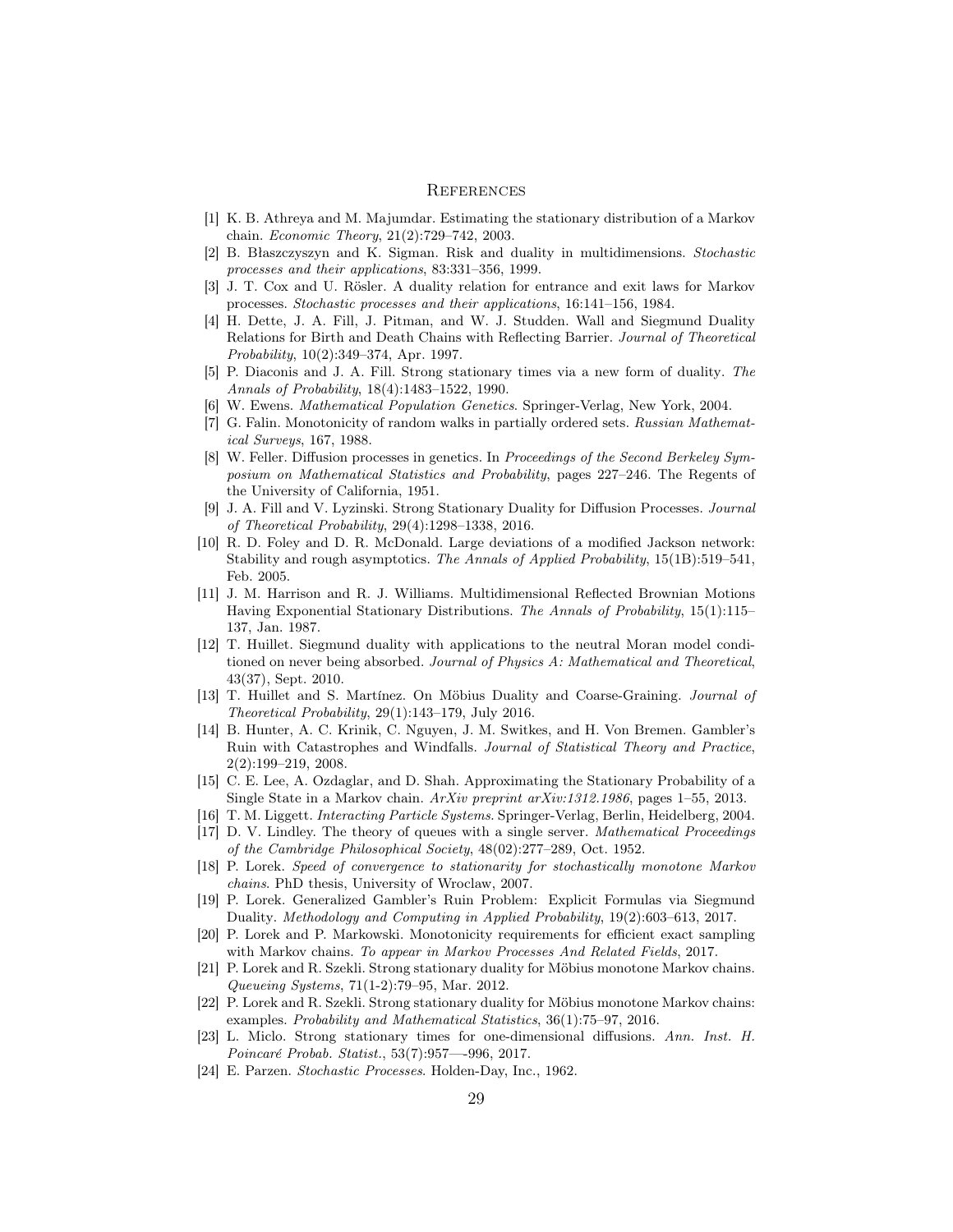# References

[1] K. B. Athreya and M. Majumdar. Estimating the stationary distribution of a Markov chain. *Economic Theory*, 21(2):729–742, 2003.

[2] B. Błaszczyszyn and K. Sigman. Risk and duality in multidimensions. *Stochastic processes and their applications*, 83:331–356, 1999.

[3] J. T. Cox and U. Rösler. A duality relation for entrance and exit laws for Markov processes. *Stochastic processes and their applications*, 16:141–156, 1984.

[4] H. Dette, J. A. Fill, J. Pitman, and W. J. Studden. Wall and Siegmund Duality Relations for Birth and Death Chains with Reflecting Barrier. *Journal of Theoretical Probability*, 10(2):349–374, Apr. 1997.

[5] P. Diaconis and J. A. Fill. Strong stationary times via a new form of duality. *The Annals of Probability*, 18(4):1483–1522, 1990.

[6] W. Ewens. *Mathematical Population Genetics*. Springer-Verlag, New York, 2004.

[7] G. Falin. Monotonicity of random walks in partially ordered sets. *Russian Mathematical Surveys*, 167, 1988.

[8] W. Feller. Diffusion processes in genetics. In *Proceedings of the Second Berkeley Symposium on Mathematical Statistics and Probability*, pages 227–246. The Regents of the University of California, 1951.

[9] J. A. Fill and V. Lyzinski. Strong Stationary Duality for Diffusion Processes. *Journal of Theoretical Probability*, 29(4):1298–1338, 2016.

[10] R. D. Foley and D. R. McDonald. Large deviations of a modified Jackson network: Stability and rough asymptotics. *The Annals of Applied Probability*, 15(1B):519–541, Feb. 2005.

[11] J. M. Harrison and R. J. Williams. Multidimensional Reflected Brownian Motions Having Exponential Stationary Distributions. *The Annals of Probability*, 15(1):115–137, Jan. 1987.

[12] T. Huillet. Siegmund duality with applications to the neutral Moran model conditioned on never being absorbed. *Journal of Physics A: Mathematical and Theoretical*, 43(37), Sept. 2010.

[13] T. Huillet and S. Martínez. On Möbius Duality and Coarse-Graining. *Journal of Theoretical Probability*, 29(1):143–179, July 2016.

[14] B. Hunter, A. C. Krinik, C. Nguyen, J. M. Switkes, and H. Von Bremen. Gambler's Ruin with Catastrophes and Windfalls. *Journal of Statistical Theory and Practice*, 2(2):199–219, 2008.

[15] C. E. Lee, A. Ozdaglar, and D. Shah. Approximating the Stationary Probability of a Single State in a Markov chain. *ArXiv preprint arXiv:1312.1986*, pages 1–55, 2013.

[16] T. M. Liggett. *Interacting Particle Systems*. Springer-Verlag, Berlin, Heidelberg, 2004.

[17] D. V. Lindley. The theory of queues with a single server. *Mathematical Proceedings of the Cambridge Philosophical Society*, 48(02):277–289, Oct. 1952.

[18] P. Lorek. *Speed of convergence to stationarity for stochastically monotone Markov chains*. PhD thesis, University of Wroclaw, 2007.

[19] P. Lorek. Generalized Gambler's Ruin Problem: Explicit Formulas via Siegmund Duality. *Methodology and Computing in Applied Probability*, 19(2):603–613, 2017.

[20] P. Lorek and P. Markowski. Monotonicity requirements for efficient exact sampling with Markov chains. *To appear in Markov Processes And Related Fields*, 2017.

[21] P. Lorek and R. Szekli. Strong stationary duality for Möbius monotone Markov chains. *Queueing Systems*, 71(1-2):79–95, Mar. 2012.

[22] P. Lorek and R. Szekli. Strong stationary duality for Möbius monotone Markov chains: examples. *Probability and Mathematical Statistics*, 36(1):75–97, 2016.

[23] L. Miclo. Strong stationary times for one-dimensional diffusions. *Ann. Inst. H. Poincaré Probab. Statist.*, 53(7):957—-996, 2017.

[24] E. Parzen. *Stochastic Processes*. Holden-Day, Inc., 1962.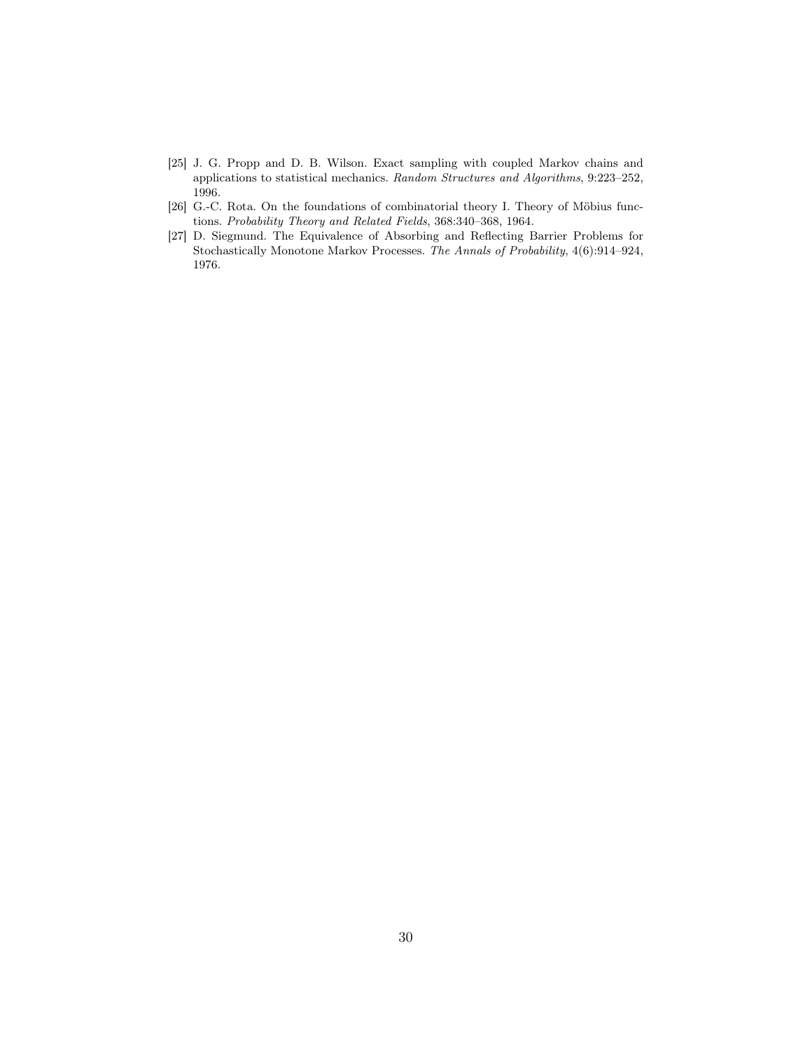[25] J. G. Propp and D. B. Wilson. Exact sampling with coupled Markov chains and applications to statistical mechanics. *Random Structures and Algorithms*, 9:223–252, 1996.

[26] G.-C. Rota. On the foundations of combinatorial theory I. Theory of Möbius functions. *Probability Theory and Related Fields*, 368:340–368, 1964.

[27] D. Siegmund. The Equivalence of Absorbing and Reflecting Barrier Problems for Stochastically Monotone Markov Processes. *The Annals of Probability*, 4(6):914–924, 1976.